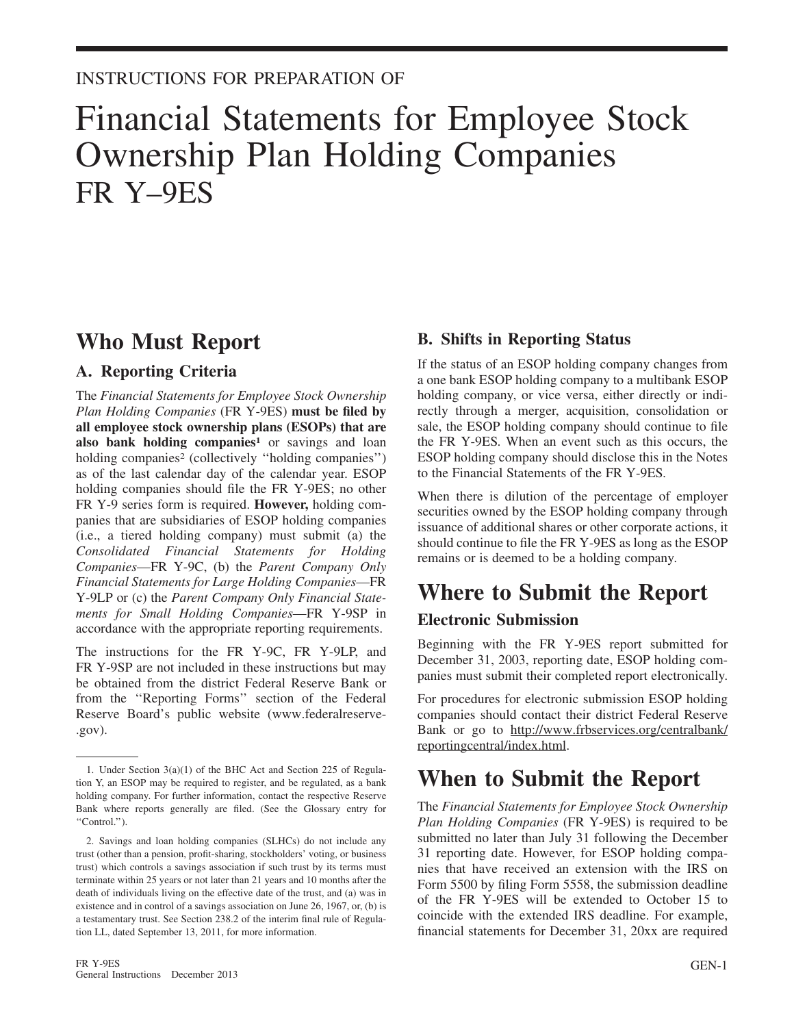INSTRUCTIONS FOR PREPARATION OF

# Financial Statements for Employee Stock Ownership Plan Holding Companies FR Y–9ES

## Who Must Report

### A. Reporting Criteria

The *Financial Statements for Employee Stock Ownership Plan Holding Companies* (FR Y-9ES) **must be filed by all employee stock ownership plans (ESOPs) that are also bank holding companies**[1] or savings and loan holding companies[2] (collectively ''holding companies'') as of the last calendar day of the calendar year. ESOP holding companies should file the FR Y-9ES; no other FR Y-9 series form is required. **However,** holding companies that are subsidiaries of ESOP holding companies (i.e., a tiered holding company) must submit (a) the *Consolidated Financial Statements for Holding Companies*—FR Y-9C, (b) the *Parent Company Only Financial Statements for Large Holding Companies*—FR Y-9LP or (c) the *Parent Company Only Financial Statements for Small Holding Companies*—FR Y-9SP in accordance with the appropriate reporting requirements.

The instructions for the FR Y-9C, FR Y-9LP, and FR Y-9SP are not included in these instructions but may be obtained from the district Federal Reserve Bank or from the ''Reporting Forms'' section of the Federal Reserve Board's public website (www.federalreserve-.gov).

1. Under Section 3(a)(1) of the BHC Act and Section 225 of Regulation Y, an ESOP may be required to register, and be regulated, as a bank holding company. For further information, contact the respective Reserve Bank where reports generally are filed. (See the Glossary entry for ''Control.'').

2. Savings and loan holding companies (SLHCs) do not include any trust (other than a pension, profit-sharing, stockholders' voting, or business trust) which controls a savings association if such trust by its terms must terminate within 25 years or not later than 21 years and 10 months after the death of individuals living on the effective date of the trust, and (a) was in existence and in control of a savings association on June 26, 1967, or, (b) is a testamentary trust. See Section 238.2 of the interim final rule of Regulation LL, dated September 13, 2011, for more information.

### B. Shifts in Reporting Status

If the status of an ESOP holding company changes from a one bank ESOP holding company to a multibank ESOP holding company, or vice versa, either directly or indirectly through a merger, acquisition, consolidation or sale, the ESOP holding company should continue to file the FR Y-9ES. When an event such as this occurs, the ESOP holding company should disclose this in the Notes to the Financial Statements of the FR Y-9ES.

When there is dilution of the percentage of employer securities owned by the ESOP holding company through issuance of additional shares or other corporate actions, it should continue to file the FR Y-9ES as long as the ESOP remains or is deemed to be a holding company.

## Where to Submit the Report

### Electronic Submission

Beginning with the FR Y-9ES report submitted for December 31, 2003, reporting date, ESOP holding companies must submit their completed report electronically.

For procedures for electronic submission ESOP holding companies should contact their district Federal Reserve Bank or go to http://www.frbservices.org/centralbank/reportingcentral/index.html.

## When to Submit the Report

The *Financial Statements for Employee Stock Ownership Plan Holding Companies* (FR Y-9ES) is required to be submitted no later than July 31 following the December 31 reporting date. However, for ESOP holding companies that have received an extension with the IRS on Form 5500 by filing Form 5558, the submission deadline of the FR Y-9ES will be extended to October 15 to coincide with the extended IRS deadline. For example, financial statements for December 31, 20xx are required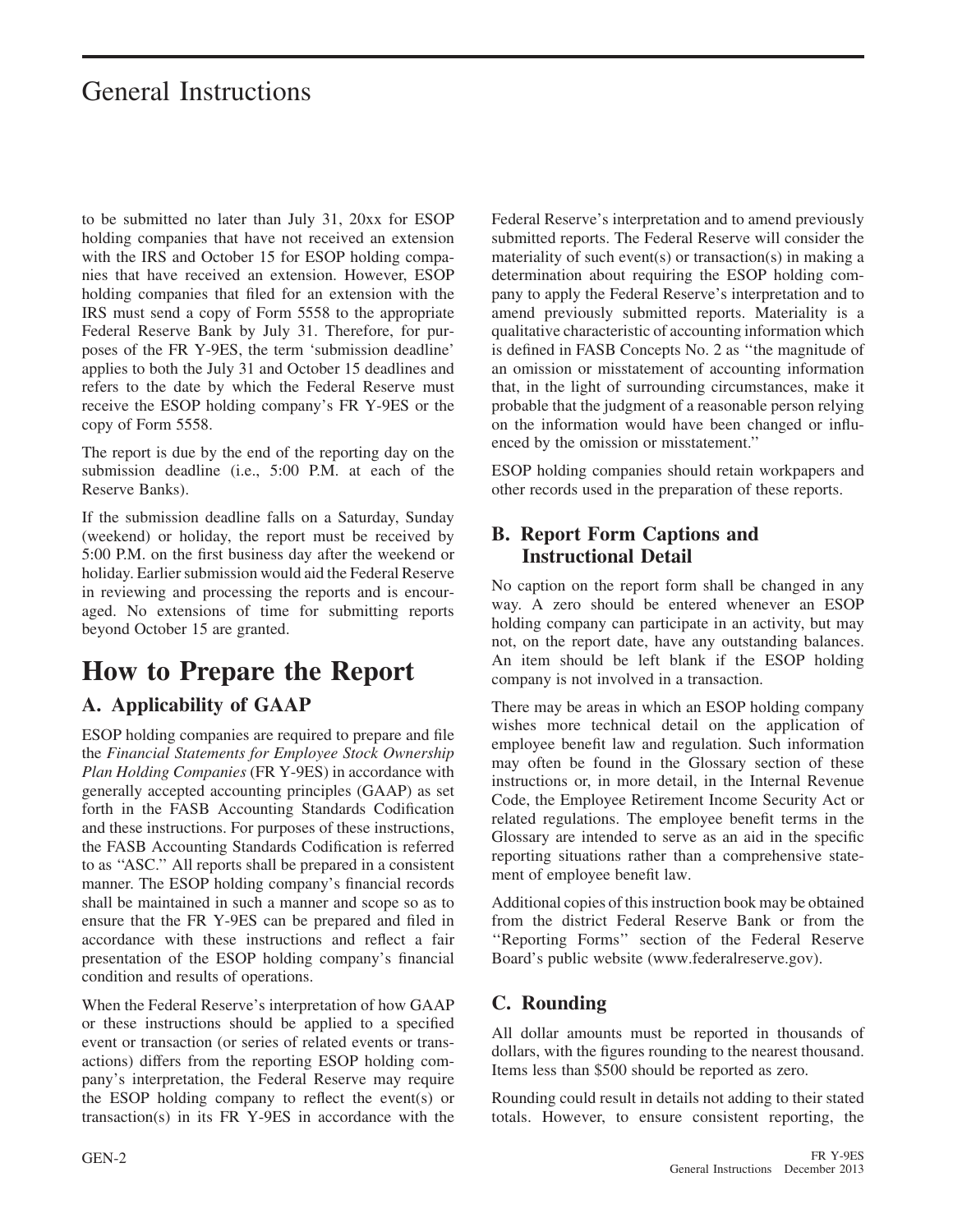to be submitted no later than July 31, 20xx for ESOP holding companies that have not received an extension with the IRS and October 15 for ESOP holding companies that have received an extension. However, ESOP holding companies that filed for an extension with the IRS must send a copy of Form 5558 to the appropriate Federal Reserve Bank by July 31. Therefore, for purposes of the FR Y-9ES, the term 'submission deadline' applies to both the July 31 and October 15 deadlines and refers to the date by which the Federal Reserve must receive the ESOP holding company's FR Y-9ES or the copy of Form 5558.

The report is due by the end of the reporting day on the submission deadline (i.e., 5:00 P.M. at each of the Reserve Banks).

If the submission deadline falls on a Saturday, Sunday (weekend) or holiday, the report must be received by 5:00 P.M. on the first business day after the weekend or holiday. Earlier submission would aid the Federal Reserve in reviewing and processing the reports and is encouraged. No extensions of time for submitting reports beyond October 15 are granted.

# How to Prepare the Report

## A. Applicability of GAAP

ESOP holding companies are required to prepare and file the *Financial Statements for Employee Stock Ownership Plan Holding Companies* (FR Y-9ES) in accordance with generally accepted accounting principles (GAAP) as set forth in the FASB Accounting Standards Codification and these instructions. For purposes of these instructions, the FASB Accounting Standards Codification is referred to as "ASC." All reports shall be prepared in a consistent manner. The ESOP holding company's financial records shall be maintained in such a manner and scope so as to ensure that the FR Y-9ES can be prepared and filed in accordance with these instructions and reflect a fair presentation of the ESOP holding company's financial condition and results of operations.

When the Federal Reserve's interpretation of how GAAP or these instructions should be applied to a specified event or transaction (or series of related events or transactions) differs from the reporting ESOP holding company's interpretation, the Federal Reserve may require the ESOP holding company to reflect the event(s) or transaction(s) in its FR Y-9ES in accordance with the Federal Reserve's interpretation and to amend previously submitted reports. The Federal Reserve will consider the materiality of such event(s) or transaction(s) in making a determination about requiring the ESOP holding company to apply the Federal Reserve's interpretation and to amend previously submitted reports. Materiality is a qualitative characteristic of accounting information which is defined in FASB Concepts No. 2 as "the magnitude of an omission or misstatement of accounting information that, in the light of surrounding circumstances, make it probable that the judgment of a reasonable person relying on the information would have been changed or influenced by the omission or misstatement."

ESOP holding companies should retain workpapers and other records used in the preparation of these reports.

## B. Report Form Captions and Instructional Detail

No caption on the report form shall be changed in any way. A zero should be entered whenever an ESOP holding company can participate in an activity, but may not, on the report date, have any outstanding balances. An item should be left blank if the ESOP holding company is not involved in a transaction.

There may be areas in which an ESOP holding company wishes more technical detail on the application of employee benefit law and regulation. Such information may often be found in the Glossary section of these instructions or, in more detail, in the Internal Revenue Code, the Employee Retirement Income Security Act or related regulations. The employee benefit terms in the Glossary are intended to serve as an aid in the specific reporting situations rather than a comprehensive statement of employee benefit law.

Additional copies of this instruction book may be obtained from the district Federal Reserve Bank or from the "Reporting Forms" section of the Federal Reserve Board's public website (www.federalreserve.gov).

## C. Rounding

All dollar amounts must be reported in thousands of dollars, with the figures rounding to the nearest thousand. Items less than $500 should be reported as zero.

Rounding could result in details not adding to their stated totals. However, to ensure consistent reporting, the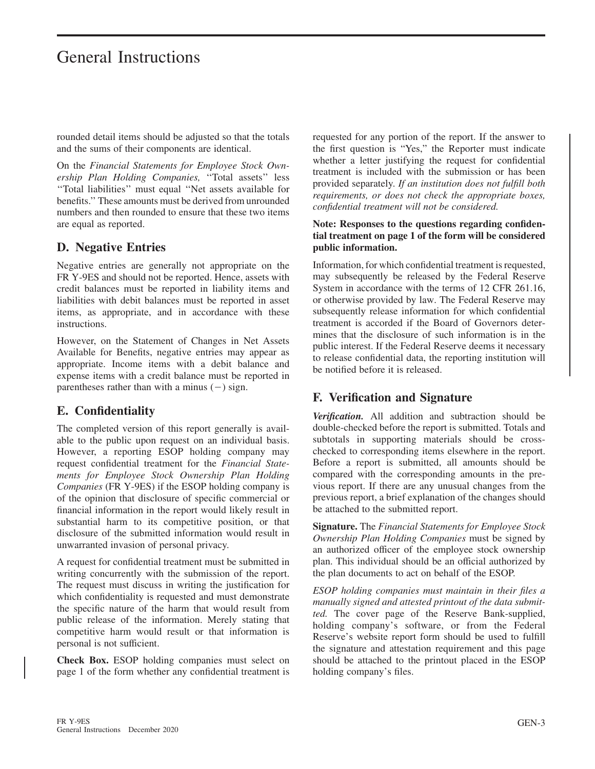rounded detail items should be adjusted so that the totals and the sums of their components are identical.

On the *Financial Statements for Employee Stock Ownership Plan Holding Companies,* ''Total assets'' less ''Total liabilities'' must equal ''Net assets available for benefits.'' These amounts must be derived from unrounded numbers and then rounded to ensure that these two items are equal as reported.

## D. Negative Entries

Negative entries are generally not appropriate on the FR Y-9ES and should not be reported. Hence, assets with credit balances must be reported in liability items and liabilities with debit balances must be reported in asset items, as appropriate, and in accordance with these instructions.

However, on the Statement of Changes in Net Assets Available for Benefits, negative entries may appear as appropriate. Income items with a debit balance and expense items with a credit balance must be reported in parentheses rather than with a minus (−) sign.

## E. Confidentiality

The completed version of this report generally is available to the public upon request on an individual basis. However, a reporting ESOP holding company may request confidential treatment for the *Financial Statements for Employee Stock Ownership Plan Holding Companies* (FR Y-9ES) if the ESOP holding company is of the opinion that disclosure of specific commercial or financial information in the report would likely result in substantial harm to its competitive position, or that disclosure of the submitted information would result in unwarranted invasion of personal privacy.

A request for confidential treatment must be submitted in writing concurrently with the submission of the report. The request must discuss in writing the justification for which confidentiality is requested and must demonstrate the specific nature of the harm that would result from public release of the information. Merely stating that competitive harm would result or that information is personal is not sufficient.

**Check Box.** ESOP holding companies must select on page 1 of the form whether any confidential treatment is requested for any portion of the report. If the answer to the first question is ''Yes,'' the Reporter must indicate whether a letter justifying the request for confidential treatment is included with the submission or has been provided separately. *If an institution does not fulfill both requirements, or does not check the appropriate boxes, confidential treatment will not be considered.*

**Note: Responses to the questions regarding confidential treatment on page 1 of the form will be considered public information.**

Information, for which confidential treatment is requested, may subsequently be released by the Federal Reserve System in accordance with the terms of 12 CFR 261.16, or otherwise provided by law. The Federal Reserve may subsequently release information for which confidential treatment is accorded if the Board of Governors determines that the disclosure of such information is in the public interest. If the Federal Reserve deems it necessary to release confidential data, the reporting institution will be notified before it is released.

## F. Verification and Signature

***Verification.*** All addition and subtraction should be double-checked before the report is submitted. Totals and subtotals in supporting materials should be cross-checked to corresponding items elsewhere in the report. Before a report is submitted, all amounts should be compared with the corresponding amounts in the previous report. If there are any unusual changes from the previous report, a brief explanation of the changes should be attached to the submitted report.

**Signature.** The *Financial Statements for Employee Stock Ownership Plan Holding Companies* must be signed by an authorized officer of the employee stock ownership plan. This individual should be an official authorized by the plan documents to act on behalf of the ESOP.

*ESOP holding companies must maintain in their files a manually signed and attested printout of the data submitted.* The cover page of the Reserve Bank-supplied, holding company's software, or from the Federal Reserve's website report form should be used to fulfill the signature and attestation requirement and this page should be attached to the printout placed in the ESOP holding company's files.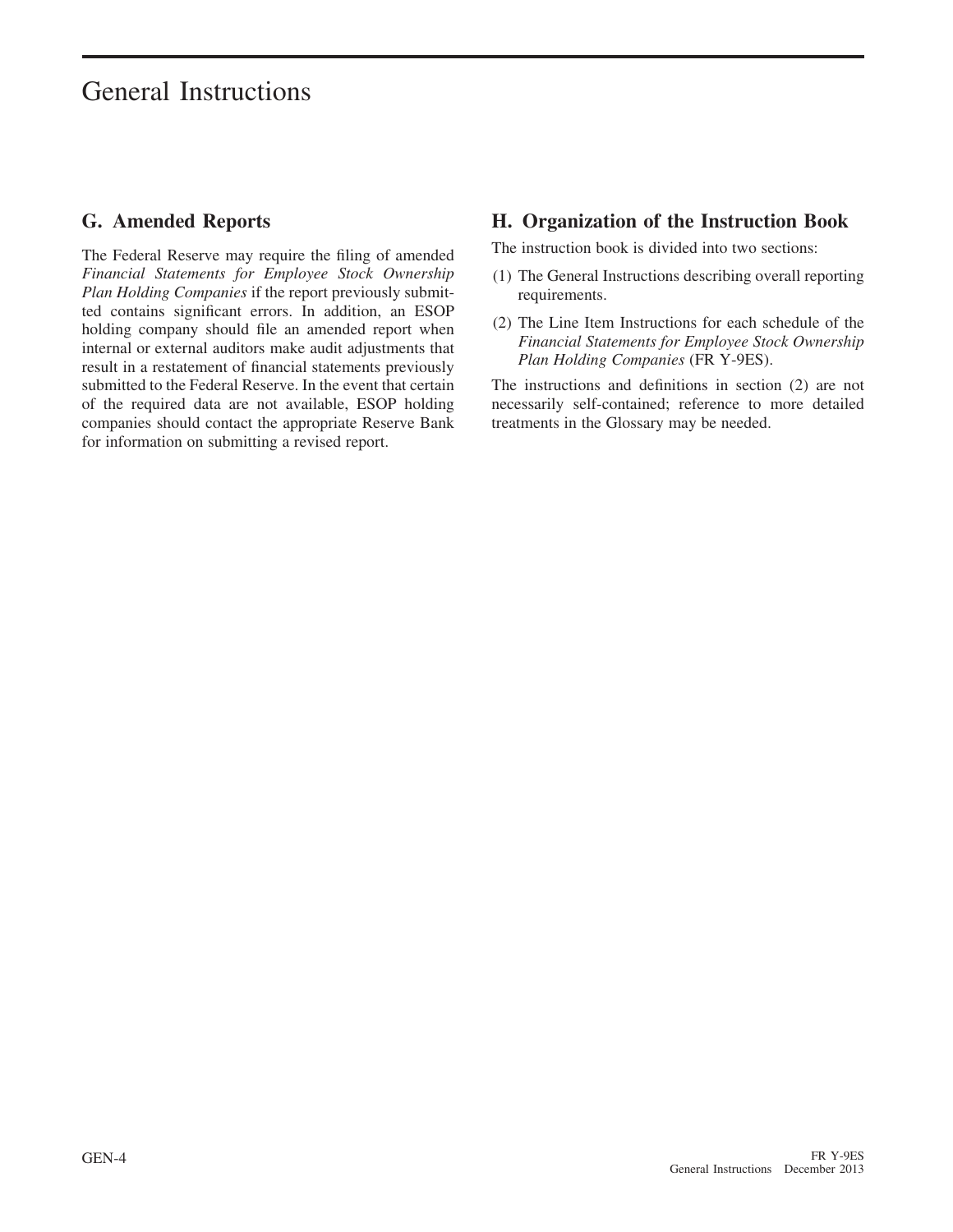## G. Amended Reports

The Federal Reserve may require the filing of amended *Financial Statements for Employee Stock Ownership Plan Holding Companies* if the report previously submitted contains significant errors. In addition, an ESOP holding company should file an amended report when internal or external auditors make audit adjustments that result in a restatement of financial statements previously submitted to the Federal Reserve. In the event that certain of the required data are not available, ESOP holding companies should contact the appropriate Reserve Bank for information on submitting a revised report.

## H. Organization of the Instruction Book

The instruction book is divided into two sections:

(1) The General Instructions describing overall reporting requirements.

(2) The Line Item Instructions for each schedule of the *Financial Statements for Employee Stock Ownership Plan Holding Companies* (FR Y-9ES).

The instructions and definitions in section (2) are not necessarily self-contained; reference to more detailed treatments in the Glossary may be needed.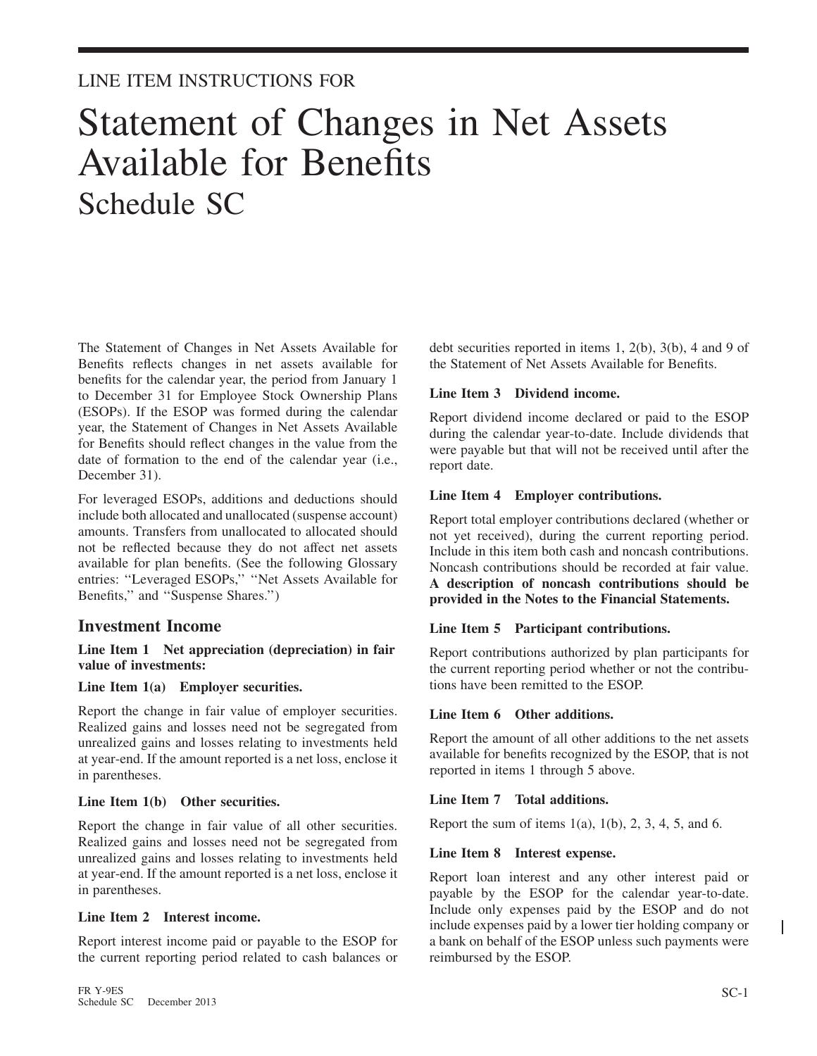LINE ITEM INSTRUCTIONS FOR

# Statement of Changes in Net Assets Available for Benefits
## Schedule SC

The Statement of Changes in Net Assets Available for Benefits reflects changes in net assets available for benefits for the calendar year, the period from January 1 to December 31 for Employee Stock Ownership Plans (ESOPs). If the ESOP was formed during the calendar year, the Statement of Changes in Net Assets Available for Benefits should reflect changes in the value from the date of formation to the end of the calendar year (i.e., December 31).

For leveraged ESOPs, additions and deductions should include both allocated and unallocated (suspense account) amounts. Transfers from unallocated to allocated should not be reflected because they do not affect net assets available for plan benefits. (See the following Glossary entries: ''Leveraged ESOPs,'' ''Net Assets Available for Benefits,'' and ''Suspense Shares.'')

### Investment Income

**Line Item 1 Net appreciation (depreciation) in fair value of investments:**

**Line Item 1(a) Employer securities.**

Report the change in fair value of employer securities. Realized gains and losses need not be segregated from unrealized gains and losses relating to investments held at year-end. If the amount reported is a net loss, enclose it in parentheses.

**Line Item 1(b) Other securities.**

Report the change in fair value of all other securities. Realized gains and losses need not be segregated from unrealized gains and losses relating to investments held at year-end. If the amount reported is a net loss, enclose it in parentheses.

**Line Item 2 Interest income.**

Report interest income paid or payable to the ESOP for the current reporting period related to cash balances or debt securities reported in items 1, 2(b), 3(b), 4 and 9 of the Statement of Net Assets Available for Benefits.

**Line Item 3 Dividend income.**

Report dividend income declared or paid to the ESOP during the calendar year-to-date. Include dividends that were payable but that will not be received until after the report date.

**Line Item 4 Employer contributions.**

Report total employer contributions declared (whether or not yet received), during the current reporting period. Include in this item both cash and noncash contributions. Noncash contributions should be recorded at fair value. **A description of noncash contributions should be provided in the Notes to the Financial Statements.**

**Line Item 5 Participant contributions.**

Report contributions authorized by plan participants for the current reporting period whether or not the contributions have been remitted to the ESOP.

**Line Item 6 Other additions.**

Report the amount of all other additions to the net assets available for benefits recognized by the ESOP, that is not reported in items 1 through 5 above.

**Line Item 7 Total additions.**

Report the sum of items 1(a), 1(b), 2, 3, 4, 5, and 6.

**Line Item 8 Interest expense.**

Report loan interest and any other interest paid or payable by the ESOP for the calendar year-to-date. Include only expenses paid by the ESOP and do not include expenses paid by a lower tier holding company or a bank on behalf of the ESOP unless such payments were reimbursed by the ESOP.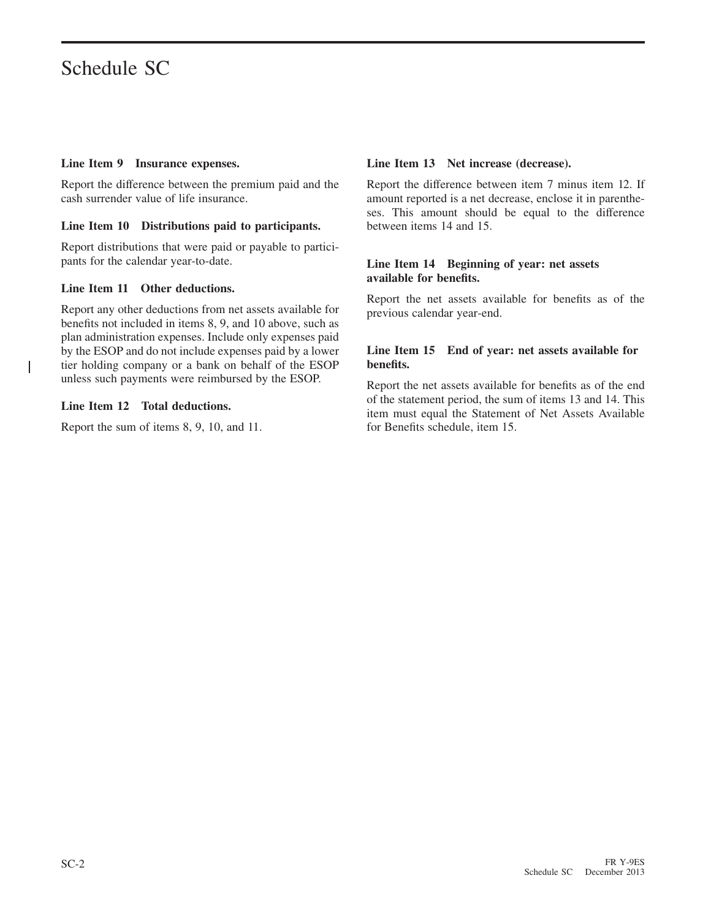# Schedule SC

### Line Item 9 Insurance expenses.

Report the difference between the premium paid and the cash surrender value of life insurance.

### Line Item 10 Distributions paid to participants.

Report distributions that were paid or payable to participants for the calendar year-to-date.

### Line Item 11 Other deductions.

Report any other deductions from net assets available for benefits not included in items 8, 9, and 10 above, such as plan administration expenses. Include only expenses paid by the ESOP and do not include expenses paid by a lower tier holding company or a bank on behalf of the ESOP unless such payments were reimbursed by the ESOP.

### Line Item 12 Total deductions.

Report the sum of items 8, 9, 10, and 11.

### Line Item 13 Net increase (decrease).

Report the difference between item 7 minus item 12. If amount reported is a net decrease, enclose it in parentheses. This amount should be equal to the difference between items 14 and 15.

### Line Item 14 Beginning of year: net assets available for benefits.

Report the net assets available for benefits as of the previous calendar year-end.

### Line Item 15 End of year: net assets available for benefits.

Report the net assets available for benefits as of the end of the statement period, the sum of items 13 and 14. This item must equal the Statement of Net Assets Available for Benefits schedule, item 15.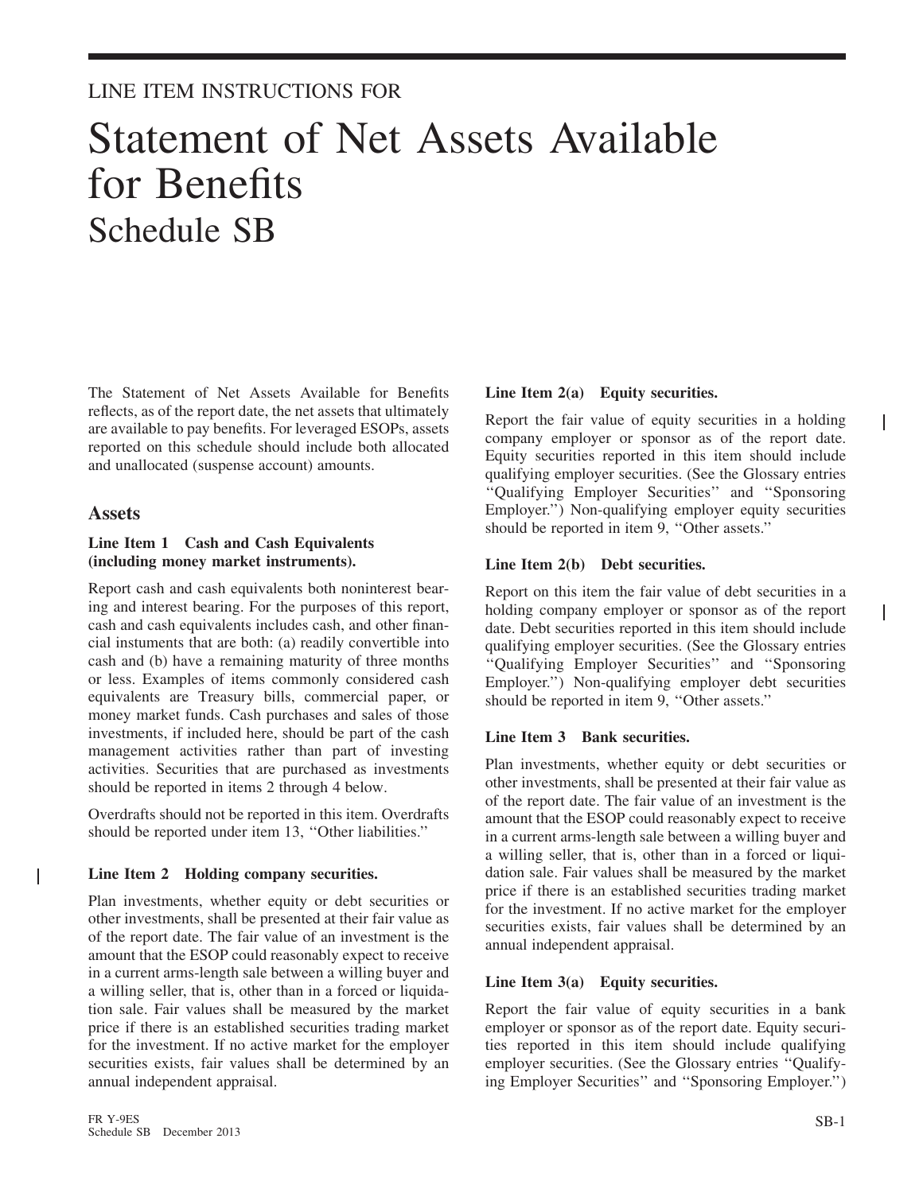LINE ITEM INSTRUCTIONS FOR

# Statement of Net Assets Available for Benefits
## Schedule SB

The Statement of Net Assets Available for Benefits reflects, as of the report date, the net assets that ultimately are available to pay benefits. For leveraged ESOPs, assets reported on this schedule should include both allocated and unallocated (suspense account) amounts.

### Assets

**Line Item 1 Cash and Cash Equivalents (including money market instruments).**

Report cash and cash equivalents both noninterest bearing and interest bearing. For the purposes of this report, cash and cash equivalents includes cash, and other financial instuments that are both: (a) readily convertible into cash and (b) have a remaining maturity of three months or less. Examples of items commonly considered cash equivalents are Treasury bills, commercial paper, or money market funds. Cash purchases and sales of those investments, if included here, should be part of the cash management activities rather than part of investing activities. Securities that are purchased as investments should be reported in items 2 through 4 below.

Overdrafts should not be reported in this item. Overdrafts should be reported under item 13, ''Other liabilities.''

**Line Item 2 Holding company securities.**

Plan investments, whether equity or debt securities or other investments, shall be presented at their fair value as of the report date. The fair value of an investment is the amount that the ESOP could reasonably expect to receive in a current arms-length sale between a willing buyer and a willing seller, that is, other than in a forced or liquidation sale. Fair values shall be measured by the market price if there is an established securities trading market for the investment. If no active market for the employer securities exists, fair values shall be determined by an annual independent appraisal.

**Line Item 2(a) Equity securities.**

Report the fair value of equity securities in a holding company employer or sponsor as of the report date. Equity securities reported in this item should include qualifying employer securities. (See the Glossary entries ''Qualifying Employer Securities'' and ''Sponsoring Employer.'') Non-qualifying employer equity securities should be reported in item 9, ''Other assets.''

**Line Item 2(b) Debt securities.**

Report on this item the fair value of debt securities in a holding company employer or sponsor as of the report date. Debt securities reported in this item should include qualifying employer securities. (See the Glossary entries ''Qualifying Employer Securities'' and ''Sponsoring Employer.'') Non-qualifying employer debt securities should be reported in item 9, ''Other assets.''

**Line Item 3 Bank securities.**

Plan investments, whether equity or debt securities or other investments, shall be presented at their fair value as of the report date. The fair value of an investment is the amount that the ESOP could reasonably expect to receive in a current arms-length sale between a willing buyer and a willing seller, that is, other than in a forced or liquidation sale. Fair values shall be measured by the market price if there is an established securities trading market for the investment. If no active market for the employer securities exists, fair values shall be determined by an annual independent appraisal.

**Line Item 3(a) Equity securities.**

Report the fair value of equity securities in a bank employer or sponsor as of the report date. Equity securities reported in this item should include qualifying employer securities. (See the Glossary entries ''Qualifying Employer Securities'' and ''Sponsoring Employer.'')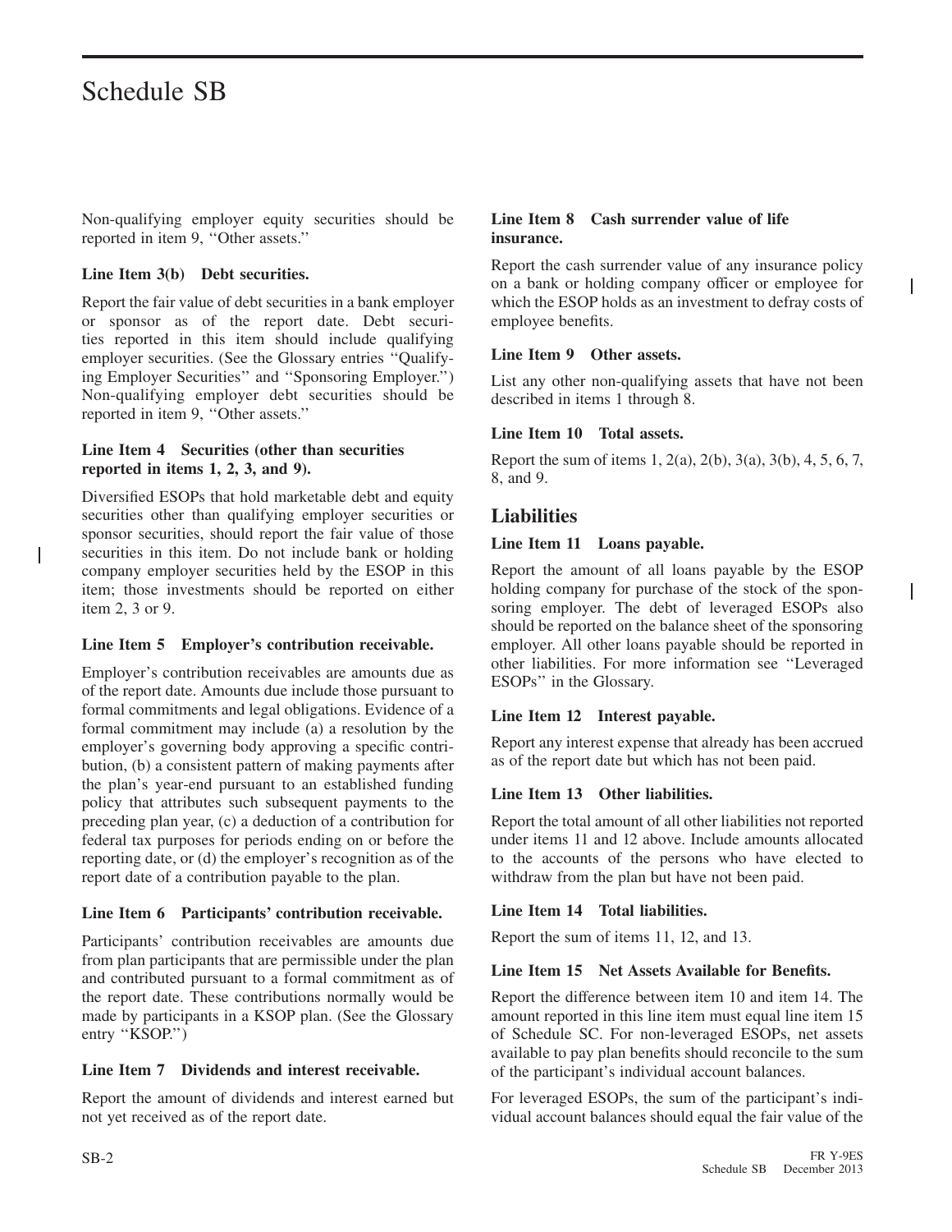Non-qualifying employer equity securities should be reported in item 9, ''Other assets.''

### Line Item 3(b) Debt securities.

Report the fair value of debt securities in a bank employer or sponsor as of the report date. Debt securities reported in this item should include qualifying employer securities. (See the Glossary entries ''Qualifying Employer Securities'' and ''Sponsoring Employer.'') Non-qualifying employer debt securities should be reported in item 9, ''Other assets.''

### Line Item 4 Securities (other than securities reported in items 1, 2, 3, and 9).

Diversified ESOPs that hold marketable debt and equity securities other than qualifying employer securities or sponsor securities, should report the fair value of those securities in this item. Do not include bank or holding company employer securities held by the ESOP in this item; those investments should be reported on either item 2, 3 or 9.

### Line Item 5 Employer's contribution receivable.

Employer's contribution receivables are amounts due as of the report date. Amounts due include those pursuant to formal commitments and legal obligations. Evidence of a formal commitment may include (a) a resolution by the employer's governing body approving a specific contribution, (b) a consistent pattern of making payments after the plan's year-end pursuant to an established funding policy that attributes such subsequent payments to the preceding plan year, (c) a deduction of a contribution for federal tax purposes for periods ending on or before the reporting date, or (d) the employer's recognition as of the report date of a contribution payable to the plan.

### Line Item 6 Participants' contribution receivable.

Participants' contribution receivables are amounts due from plan participants that are permissible under the plan and contributed pursuant to a formal commitment as of the report date. These contributions normally would be made by participants in a KSOP plan. (See the Glossary entry ''KSOP.'')

### Line Item 7 Dividends and interest receivable.

Report the amount of dividends and interest earned but not yet received as of the report date.

### Line Item 8 Cash surrender value of life insurance.

Report the cash surrender value of any insurance policy on a bank or holding company officer or employee for which the ESOP holds as an investment to defray costs of employee benefits.

### Line Item 9 Other assets.

List any other non-qualifying assets that have not been described in items 1 through 8.

### Line Item 10 Total assets.

Report the sum of items 1, 2(a), 2(b), 3(a), 3(b), 4, 5, 6, 7, 8, and 9.

## Liabilities

### Line Item 11 Loans payable.

Report the amount of all loans payable by the ESOP holding company for purchase of the stock of the sponsoring employer. The debt of leveraged ESOPs also should be reported on the balance sheet of the sponsoring employer. All other loans payable should be reported in other liabilities. For more information see ''Leveraged ESOPs'' in the Glossary.

### Line Item 12 Interest payable.

Report any interest expense that already has been accrued as of the report date but which has not been paid.

### Line Item 13 Other liabilities.

Report the total amount of all other liabilities not reported under items 11 and 12 above. Include amounts allocated to the accounts of the persons who have elected to withdraw from the plan but have not been paid.

### Line Item 14 Total liabilities.

Report the sum of items 11, 12, and 13.

### Line Item 15 Net Assets Available for Benefits.

Report the difference between item 10 and item 14. The amount reported in this line item must equal line item 15 of Schedule SC. For non-leveraged ESOPs, net assets available to pay plan benefits should reconcile to the sum of the participant's individual account balances.

For leveraged ESOPs, the sum of the participant's individual account balances should equal the fair value of the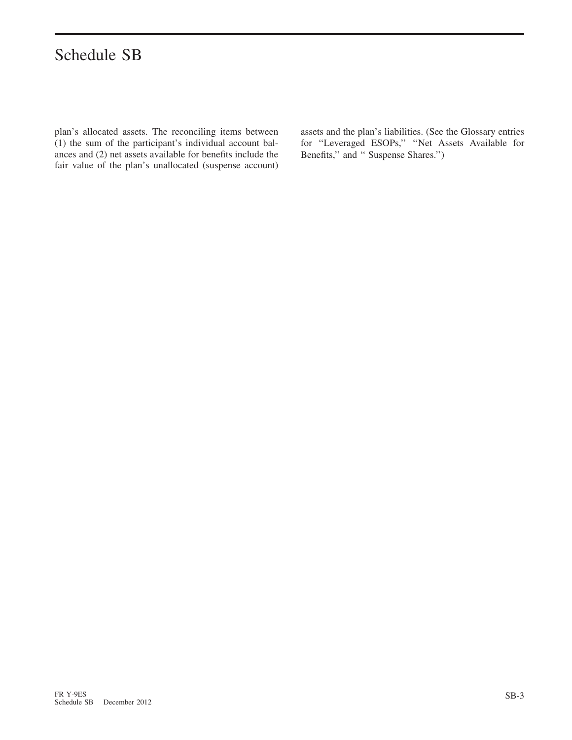plan's allocated assets. The reconciling items between (1) the sum of the participant's individual account balances and (2) net assets available for benefits include the fair value of the plan's unallocated (suspense account) assets and the plan's liabilities. (See the Glossary entries for "Leveraged ESOPs," "Net Assets Available for Benefits," and " Suspense Shares.")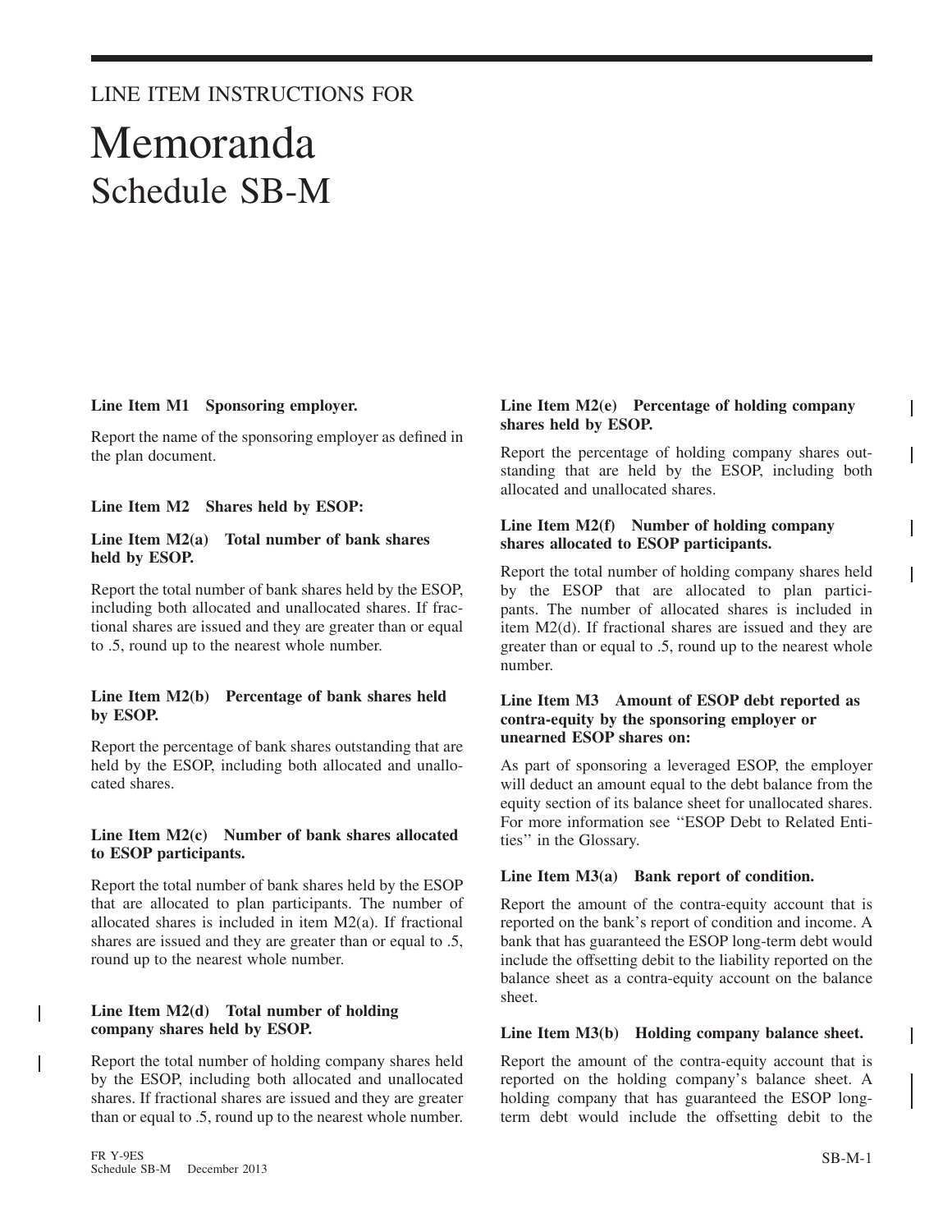LINE ITEM INSTRUCTIONS FOR

# Memoranda

## Schedule SB-M

**Line Item M1 Sponsoring employer.**

Report the name of the sponsoring employer as defined in the plan document.

**Line Item M2 Shares held by ESOP:**

**Line Item M2(a) Total number of bank shares held by ESOP.**

Report the total number of bank shares held by the ESOP, including both allocated and unallocated shares. If fractional shares are issued and they are greater than or equal to .5, round up to the nearest whole number.

**Line Item M2(b) Percentage of bank shares held by ESOP.**

Report the percentage of bank shares outstanding that are held by the ESOP, including both allocated and unallocated shares.

**Line Item M2(c) Number of bank shares allocated to ESOP participants.**

Report the total number of bank shares held by the ESOP that are allocated to plan participants. The number of allocated shares is included in item M2(a). If fractional shares are issued and they are greater than or equal to .5, round up to the nearest whole number.

**Line Item M2(d) Total number of holding company shares held by ESOP.**

Report the total number of holding company shares held by the ESOP, including both allocated and unallocated shares. If fractional shares are issued and they are greater than or equal to .5, round up to the nearest whole number.

**Line Item M2(e) Percentage of holding company shares held by ESOP.**

Report the percentage of holding company shares outstanding that are held by the ESOP, including both allocated and unallocated shares.

**Line Item M2(f) Number of holding company shares allocated to ESOP participants.**

Report the total number of holding company shares held by the ESOP that are allocated to plan participants. The number of allocated shares is included in item M2(d). If fractional shares are issued and they are greater than or equal to .5, round up to the nearest whole number.

**Line Item M3 Amount of ESOP debt reported as contra-equity by the sponsoring employer or unearned ESOP shares on:**

As part of sponsoring a leveraged ESOP, the employer will deduct an amount equal to the debt balance from the equity section of its balance sheet for unallocated shares. For more information see "ESOP Debt to Related Entities" in the Glossary.

**Line Item M3(a) Bank report of condition.**

Report the amount of the contra-equity account that is reported on the bank's report of condition and income. A bank that has guaranteed the ESOP long-term debt would include the offsetting debit to the liability reported on the balance sheet as a contra-equity account on the balance sheet.

**Line Item M3(b) Holding company balance sheet.**

Report the amount of the contra-equity account that is reported on the holding company's balance sheet. A holding company that has guaranteed the ESOP long-term debt would include the offsetting debit to the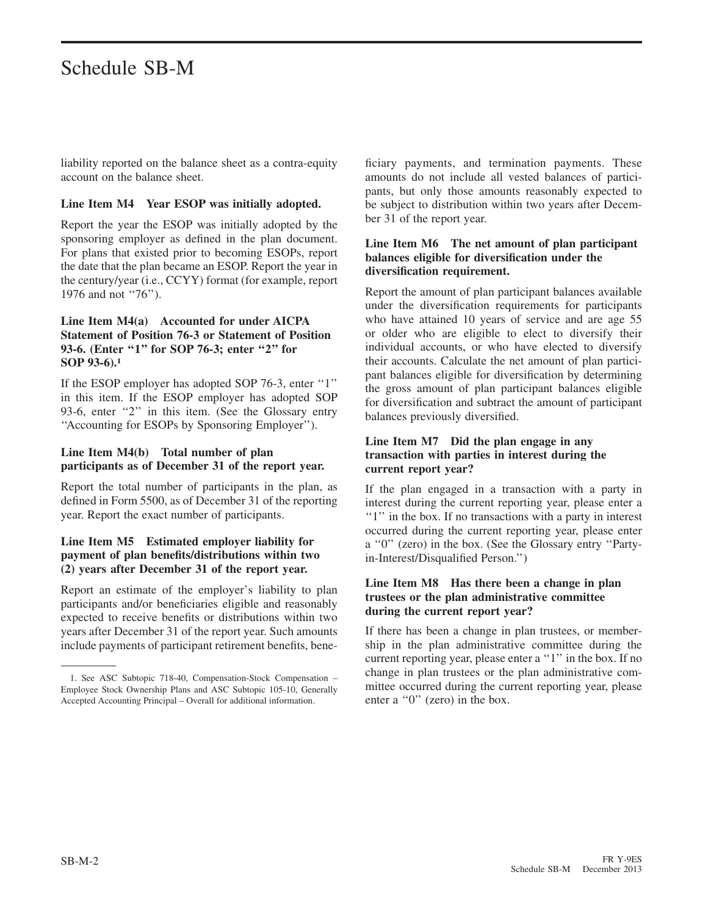liability reported on the balance sheet as a contra-equity account on the balance sheet.

**Line Item M4 Year ESOP was initially adopted.**

Report the year the ESOP was initially adopted by the sponsoring employer as defined in the plan document. For plans that existed prior to becoming ESOPs, report the date that the plan became an ESOP. Report the year in the century/year (i.e., CCYY) format (for example, report 1976 and not "76").

**Line Item M4(a) Accounted for under AICPA Statement of Position 76-3 or Statement of Position 93-6. (Enter "1" for SOP 76-3; enter "2" for SOP 93-6).[1]**

If the ESOP employer has adopted SOP 76-3, enter "1" in this item. If the ESOP employer has adopted SOP 93-6, enter "2" in this item. (See the Glossary entry "Accounting for ESOPs by Sponsoring Employer").

**Line Item M4(b) Total number of plan participants as of December 31 of the report year.**

Report the total number of participants in the plan, as defined in Form 5500, as of December 31 of the reporting year. Report the exact number of participants.

**Line Item M5 Estimated employer liability for payment of plan benefits/distributions within two (2) years after December 31 of the report year.**

Report an estimate of the employer's liability to plan participants and/or beneficiaries eligible and reasonably expected to receive benefits or distributions within two years after December 31 of the report year. Such amounts include payments of participant retirement benefits, beneficiary payments, and termination payments. These amounts do not include all vested balances of participants, but only those amounts reasonably expected to be subject to distribution within two years after December 31 of the report year.

**Line Item M6 The net amount of plan participant balances eligible for diversification under the diversification requirement.**

Report the amount of plan participant balances available under the diversification requirements for participants who have attained 10 years of service and are age 55 or older who are eligible to elect to diversify their individual accounts, or who have elected to diversify their accounts. Calculate the net amount of plan participant balances eligible for diversification by determining the gross amount of plan participant balances eligible for diversification and subtract the amount of participant balances previously diversified.

**Line Item M7 Did the plan engage in any transaction with parties in interest during the current report year?**

If the plan engaged in a transaction with a party in interest during the current reporting year, please enter a "1" in the box. If no transactions with a party in interest occurred during the current reporting year, please enter a "0" (zero) in the box. (See the Glossary entry "Party-in-Interest/Disqualified Person.")

**Line Item M8 Has there been a change in plan trustees or the plan administrative committee during the current report year?**

If there has been a change in plan trustees, or membership in the plan administrative committee during the current reporting year, please enter a "1" in the box. If no change in plan trustees or the plan administrative committee occurred during the current reporting year, please enter a "0" (zero) in the box.

---

1. See ASC Subtopic 718-40, Compensation-Stock Compensation – Employee Stock Ownership Plans and ASC Subtopic 105-10, Generally Accepted Accounting Principal – Overall for additional information.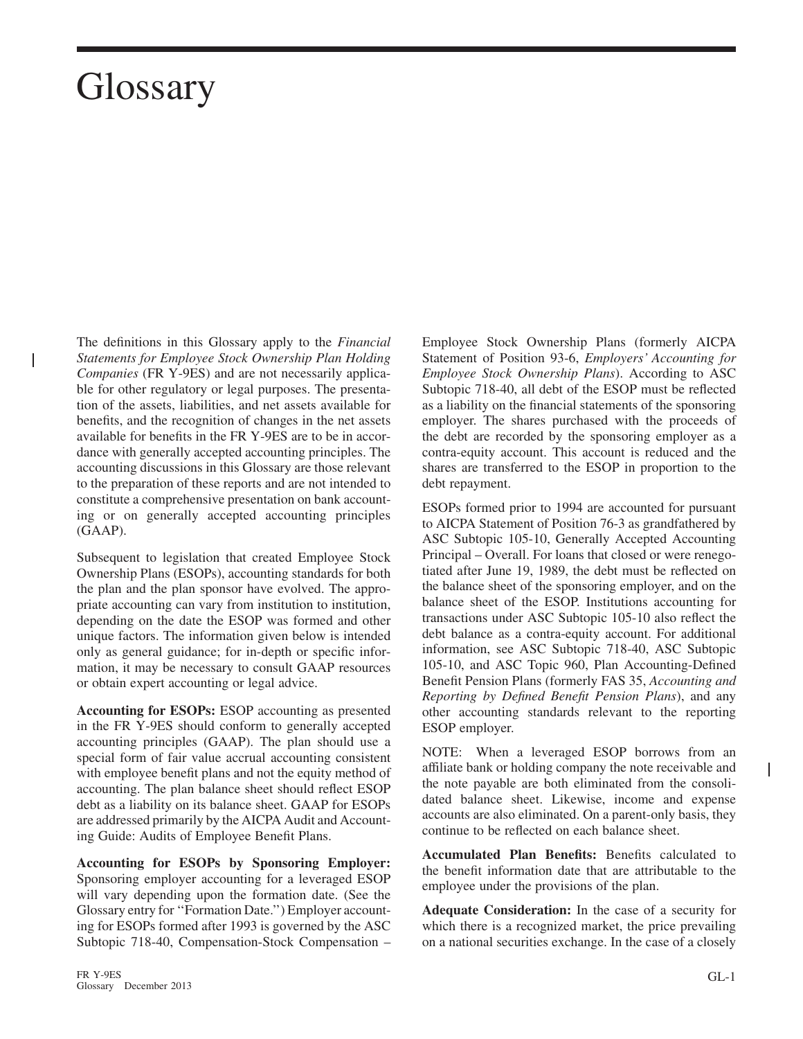# Glossary

The definitions in this Glossary apply to the *Financial Statements for Employee Stock Ownership Plan Holding Companies* (FR Y-9ES) and are not necessarily applicable for other regulatory or legal purposes. The presentation of the assets, liabilities, and net assets available for benefits, and the recognition of changes in the net assets available for benefits in the FR Y-9ES are to be in accordance with generally accepted accounting principles. The accounting discussions in this Glossary are those relevant to the preparation of these reports and are not intended to constitute a comprehensive presentation on bank accounting or on generally accepted accounting principles (GAAP).

Subsequent to legislation that created Employee Stock Ownership Plans (ESOPs), accounting standards for both the plan and the plan sponsor have evolved. The appropriate accounting can vary from institution to institution, depending on the date the ESOP was formed and other unique factors. The information given below is intended only as general guidance; for in-depth or specific information, it may be necessary to consult GAAP resources or obtain expert accounting or legal advice.

**Accounting for ESOPs:** ESOP accounting as presented in the FR Y-9ES should conform to generally accepted accounting principles (GAAP). The plan should use a special form of fair value accrual accounting consistent with employee benefit plans and not the equity method of accounting. The plan balance sheet should reflect ESOP debt as a liability on its balance sheet. GAAP for ESOPs are addressed primarily by the AICPA Audit and Accounting Guide: Audits of Employee Benefit Plans.

**Accounting for ESOPs by Sponsoring Employer:** Sponsoring employer accounting for a leveraged ESOP will vary depending upon the formation date. (See the Glossary entry for "Formation Date.") Employer accounting for ESOPs formed after 1993 is governed by the ASC Subtopic 718-40, Compensation-Stock Compensation – Employee Stock Ownership Plans (formerly AICPA Statement of Position 93-6, *Employers' Accounting for Employee Stock Ownership Plans*). According to ASC Subtopic 718-40, all debt of the ESOP must be reflected as a liability on the financial statements of the sponsoring employer. The shares purchased with the proceeds of the debt are recorded by the sponsoring employer as a contra-equity account. This account is reduced and the shares are transferred to the ESOP in proportion to the debt repayment.

ESOPs formed prior to 1994 are accounted for pursuant to AICPA Statement of Position 76-3 as grandfathered by ASC Subtopic 105-10, Generally Accepted Accounting Principal – Overall. For loans that closed or were renegotiated after June 19, 1989, the debt must be reflected on the balance sheet of the sponsoring employer, and on the balance sheet of the ESOP. Institutions accounting for transactions under ASC Subtopic 105-10 also reflect the debt balance as a contra-equity account. For additional information, see ASC Subtopic 718-40, ASC Subtopic 105-10, and ASC Topic 960, Plan Accounting-Defined Benefit Pension Plans (formerly FAS 35, *Accounting and Reporting by Defined Benefit Pension Plans*), and any other accounting standards relevant to the reporting ESOP employer.

NOTE: When a leveraged ESOP borrows from an affiliate bank or holding company the note receivable and the note payable are both eliminated from the consolidated balance sheet. Likewise, income and expense accounts are also eliminated. On a parent-only basis, they continue to be reflected on each balance sheet.

**Accumulated Plan Benefits:** Benefits calculated to the benefit information date that are attributable to the employee under the provisions of the plan.

**Adequate Consideration:** In the case of a security for which there is a recognized market, the price prevailing on a national securities exchange. In the case of a closely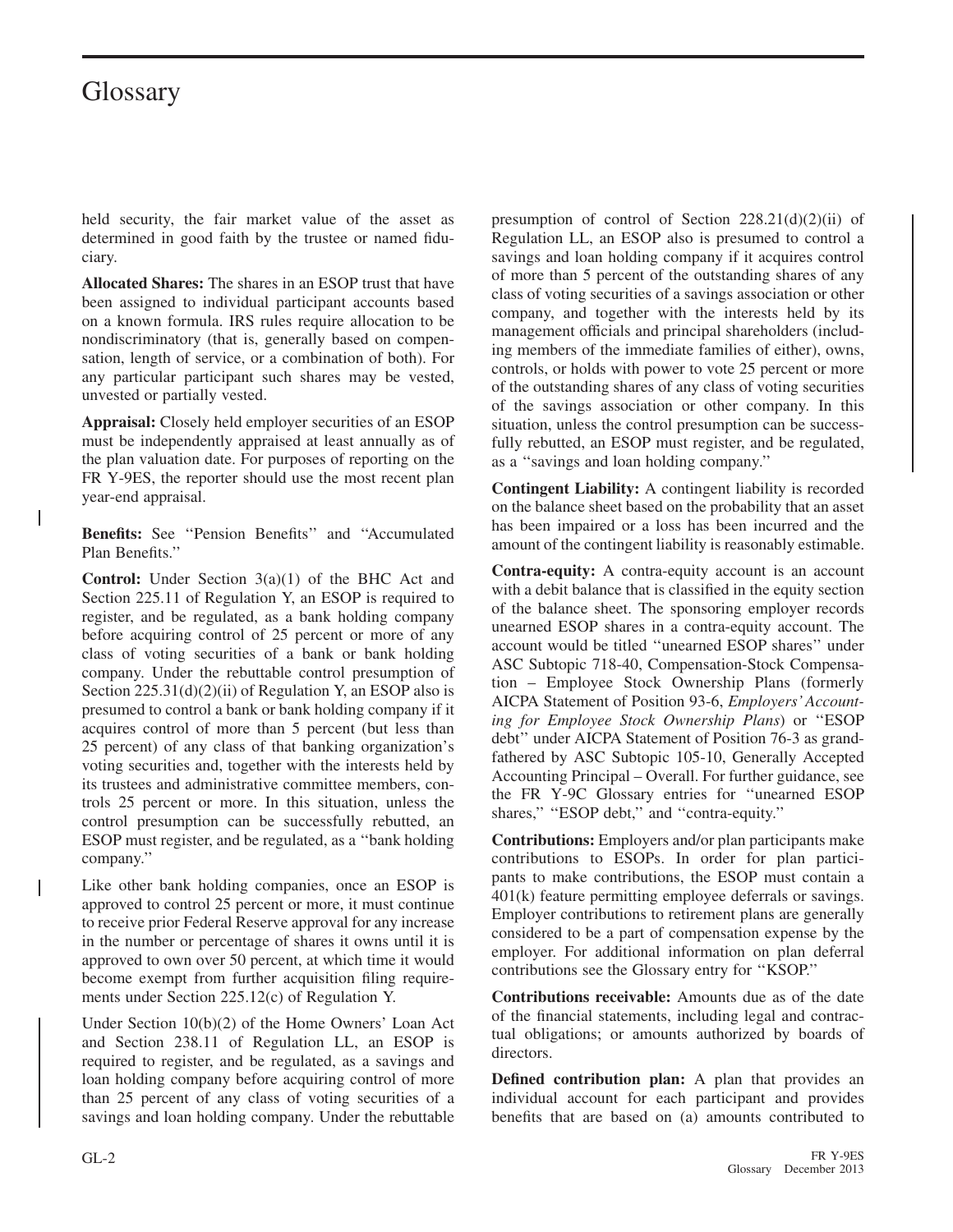# Glossary

held security, the fair market value of the asset as determined in good faith by the trustee or named fiduciary.

**Allocated Shares:** The shares in an ESOP trust that have been assigned to individual participant accounts based on a known formula. IRS rules require allocation to be nondiscriminatory (that is, generally based on compensation, length of service, or a combination of both). For any particular participant such shares may be vested, unvested or partially vested.

**Appraisal:** Closely held employer securities of an ESOP must be independently appraised at least annually as of the plan valuation date. For purposes of reporting on the FR Y-9ES, the reporter should use the most recent plan year-end appraisal.

**Benefits:** See ''Pension Benefits'' and ''Accumulated Plan Benefits.''

**Control:** Under Section 3(a)(1) of the BHC Act and Section 225.11 of Regulation Y, an ESOP is required to register, and be regulated, as a bank holding company before acquiring control of 25 percent or more of any class of voting securities of a bank or bank holding company. Under the rebuttable control presumption of Section 225.31(d)(2)(ii) of Regulation Y, an ESOP also is presumed to control a bank or bank holding company if it acquires control of more than 5 percent (but less than 25 percent) of any class of that banking organization's voting securities and, together with the interests held by its trustees and administrative committee members, controls 25 percent or more. In this situation, unless the control presumption can be successfully rebutted, an ESOP must register, and be regulated, as a ''bank holding company.''

Like other bank holding companies, once an ESOP is approved to control 25 percent or more, it must continue to receive prior Federal Reserve approval for any increase in the number or percentage of shares it owns until it is approved to own over 50 percent, at which time it would become exempt from further acquisition filing requirements under Section 225.12(c) of Regulation Y.

Under Section 10(b)(2) of the Home Owners' Loan Act and Section 238.11 of Regulation LL, an ESOP is required to register, and be regulated, as a savings and loan holding company before acquiring control of more than 25 percent of any class of voting securities of a savings and loan holding company. Under the rebuttable presumption of control of Section 228.21(d)(2)(ii) of Regulation LL, an ESOP also is presumed to control a savings and loan holding company if it acquires control of more than 5 percent of the outstanding shares of any class of voting securities of a savings association or other company, and together with the interests held by its management officials and principal shareholders (including members of the immediate families of either), owns, controls, or holds with power to vote 25 percent or more of the outstanding shares of any class of voting securities of the savings association or other company. In this situation, unless the control presumption can be successfully rebutted, an ESOP must register, and be regulated, as a ''savings and loan holding company.''

**Contingent Liability:** A contingent liability is recorded on the balance sheet based on the probability that an asset has been impaired or a loss has been incurred and the amount of the contingent liability is reasonably estimable.

**Contra-equity:** A contra-equity account is an account with a debit balance that is classified in the equity section of the balance sheet. The sponsoring employer records unearned ESOP shares in a contra-equity account. The account would be titled ''unearned ESOP shares'' under ASC Subtopic 718-40, Compensation-Stock Compensation – Employee Stock Ownership Plans (formerly AICPA Statement of Position 93-6, *Employers' Accounting for Employee Stock Ownership Plans*) or ''ESOP debt'' under AICPA Statement of Position 76-3 as grandfathered by ASC Subtopic 105-10, Generally Accepted Accounting Principal – Overall. For further guidance, see the FR Y-9C Glossary entries for ''unearned ESOP shares,'' ''ESOP debt,'' and ''contra-equity.''

**Contributions:** Employers and/or plan participants make contributions to ESOPs. In order for plan participants to make contributions, the ESOP must contain a 401(k) feature permitting employee deferrals or savings. Employer contributions to retirement plans are generally considered to be a part of compensation expense by the employer. For additional information on plan deferral contributions see the Glossary entry for ''KSOP.''

**Contributions receivable:** Amounts due as of the date of the financial statements, including legal and contractual obligations; or amounts authorized by boards of directors.

**Defined contribution plan:** A plan that provides an individual account for each participant and provides benefits that are based on (a) amounts contributed to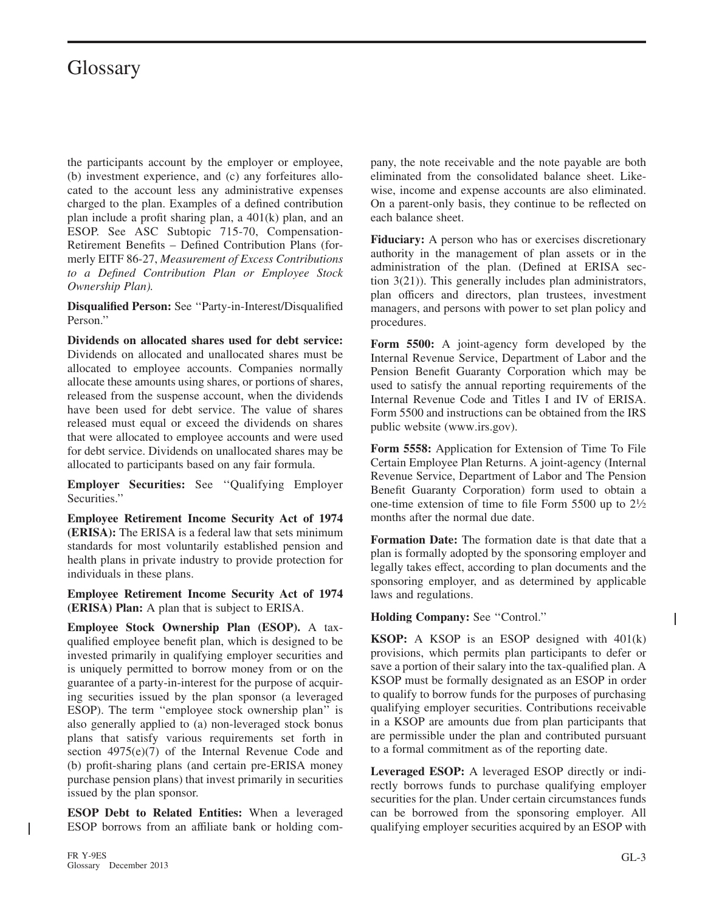# Glossary

the participants account by the employer or employee, (b) investment experience, and (c) any forfeitures allocated to the account less any administrative expenses charged to the plan. Examples of a defined contribution plan include a profit sharing plan, a 401(k) plan, and an ESOP. See ASC Subtopic 715-70, Compensation-Retirement Benefits – Defined Contribution Plans (formerly EITF 86-27, *Measurement of Excess Contributions to a Defined Contribution Plan or Employee Stock Ownership Plan).*

**Disqualified Person:** See ''Party-in-Interest/Disqualified Person.''

**Dividends on allocated shares used for debt service:** Dividends on allocated and unallocated shares must be allocated to employee accounts. Companies normally allocate these amounts using shares, or portions of shares, released from the suspense account, when the dividends have been used for debt service. The value of shares released must equal or exceed the dividends on shares that were allocated to employee accounts and were used for debt service. Dividends on unallocated shares may be allocated to participants based on any fair formula.

**Employer Securities:** See ''Qualifying Employer Securities.''

**Employee Retirement Income Security Act of 1974 (ERISA):** The ERISA is a federal law that sets minimum standards for most voluntarily established pension and health plans in private industry to provide protection for individuals in these plans.

**Employee Retirement Income Security Act of 1974 (ERISA) Plan:** A plan that is subject to ERISA.

**Employee Stock Ownership Plan (ESOP).** A tax-qualified employee benefit plan, which is designed to be invested primarily in qualifying employer securities and is uniquely permitted to borrow money from or on the guarantee of a party-in-interest for the purpose of acquiring securities issued by the plan sponsor (a leveraged ESOP). The term ''employee stock ownership plan'' is also generally applied to (a) non-leveraged stock bonus plans that satisfy various requirements set forth in section 4975(e)(7) of the Internal Revenue Code and (b) profit-sharing plans (and certain pre-ERISA money purchase pension plans) that invest primarily in securities issued by the plan sponsor.

**ESOP Debt to Related Entities:** When a leveraged ESOP borrows from an affiliate bank or holding company, the note receivable and the note payable are both eliminated from the consolidated balance sheet. Likewise, income and expense accounts are also eliminated. On a parent-only basis, they continue to be reflected on each balance sheet.

**Fiduciary:** A person who has or exercises discretionary authority in the management of plan assets or in the administration of the plan. (Defined at ERISA section 3(21)). This generally includes plan administrators, plan officers and directors, plan trustees, investment managers, and persons with power to set plan policy and procedures.

**Form 5500:** A joint-agency form developed by the Internal Revenue Service, Department of Labor and the Pension Benefit Guaranty Corporation which may be used to satisfy the annual reporting requirements of the Internal Revenue Code and Titles I and IV of ERISA. Form 5500 and instructions can be obtained from the IRS public website (www.irs.gov).

**Form 5558:** Application for Extension of Time To File Certain Employee Plan Returns. A joint-agency (Internal Revenue Service, Department of Labor and The Pension Benefit Guaranty Corporation) form used to obtain a one-time extension of time to file Form 5500 up to 2½ months after the normal due date.

**Formation Date:** The formation date is that date that a plan is formally adopted by the sponsoring employer and legally takes effect, according to plan documents and the sponsoring employer, and as determined by applicable laws and regulations.

**Holding Company:** See ''Control.''

**KSOP:** A KSOP is an ESOP designed with 401(k) provisions, which permits plan participants to defer or save a portion of their salary into the tax-qualified plan. A KSOP must be formally designated as an ESOP in order to qualify to borrow funds for the purposes of purchasing qualifying employer securities. Contributions receivable in a KSOP are amounts due from plan participants that are permissible under the plan and contributed pursuant to a formal commitment as of the reporting date.

**Leveraged ESOP:** A leveraged ESOP directly or indirectly borrows funds to purchase qualifying employer securities for the plan. Under certain circumstances funds can be borrowed from the sponsoring employer. All qualifying employer securities acquired by an ESOP with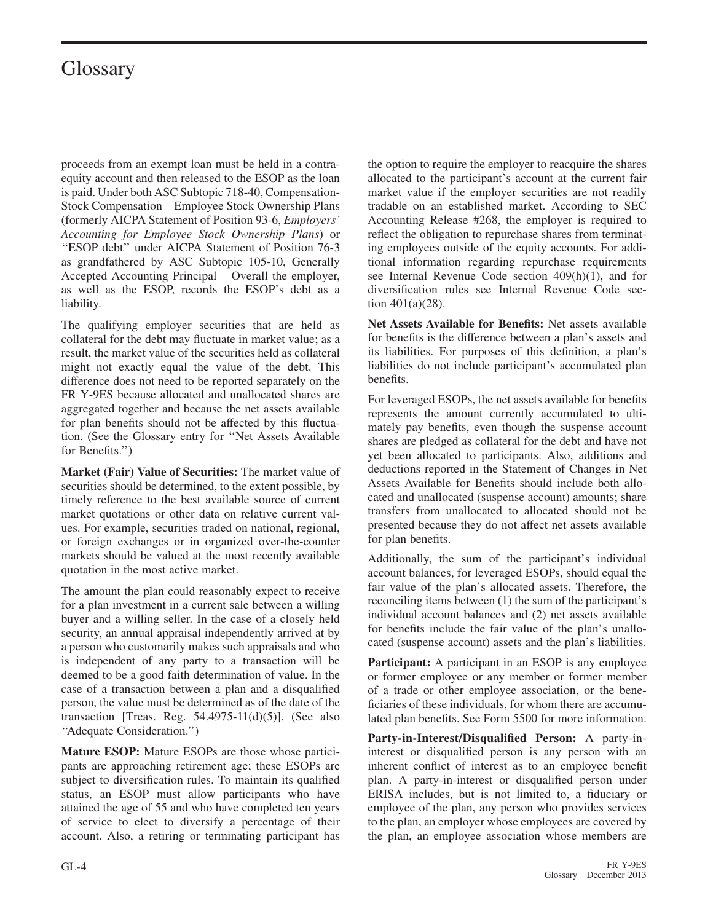proceeds from an exempt loan must be held in a contra-equity account and then released to the ESOP as the loan is paid. Under both ASC Subtopic 718-40, Compensation-Stock Compensation – Employee Stock Ownership Plans (formerly AICPA Statement of Position 93-6, *Employers' Accounting for Employee Stock Ownership Plans*) or ''ESOP debt'' under AICPA Statement of Position 76-3 as grandfathered by ASC Subtopic 105-10, Generally Accepted Accounting Principal – Overall the employer, as well as the ESOP, records the ESOP's debt as a liability.

The qualifying employer securities that are held as collateral for the debt may fluctuate in market value; as a result, the market value of the securities held as collateral might not exactly equal the value of the debt. This difference does not need to be reported separately on the FR Y-9ES because allocated and unallocated shares are aggregated together and because the net assets available for plan benefits should not be affected by this fluctuation. (See the Glossary entry for ''Net Assets Available for Benefits.'')

**Market (Fair) Value of Securities:** The market value of securities should be determined, to the extent possible, by timely reference to the best available source of current market quotations or other data on relative current values. For example, securities traded on national, regional, or foreign exchanges or in organized over-the-counter markets should be valued at the most recently available quotation in the most active market.

The amount the plan could reasonably expect to receive for a plan investment in a current sale between a willing buyer and a willing seller. In the case of a closely held security, an annual appraisal independently arrived at by a person who customarily makes such appraisals and who is independent of any party to a transaction will be deemed to be a good faith determination of value. In the case of a transaction between a plan and a disqualified person, the value must be determined as of the date of the transaction [Treas. Reg. 54.4975-11(d)(5)]. (See also ''Adequate Consideration.'')

**Mature ESOP:** Mature ESOPs are those whose participants are approaching retirement age; these ESOPs are subject to diversification rules. To maintain its qualified status, an ESOP must allow participants who have attained the age of 55 and who have completed ten years of service to elect to diversify a percentage of their account. Also, a retiring or terminating participant has the option to require the employer to reacquire the shares allocated to the participant's account at the current fair market value if the employer securities are not readily tradable on an established market. According to SEC Accounting Release #268, the employer is required to reflect the obligation to repurchase shares from terminating employees outside of the equity accounts. For additional information regarding repurchase requirements see Internal Revenue Code section 409(h)(1), and for diversification rules see Internal Revenue Code section 401(a)(28).

**Net Assets Available for Benefits:** Net assets available for benefits is the difference between a plan's assets and its liabilities. For purposes of this definition, a plan's liabilities do not include participant's accumulated plan benefits.

For leveraged ESOPs, the net assets available for benefits represents the amount currently accumulated to ultimately pay benefits, even though the suspense account shares are pledged as collateral for the debt and have not yet been allocated to participants. Also, additions and deductions reported in the Statement of Changes in Net Assets Available for Benefits should include both allocated and unallocated (suspense account) amounts; share transfers from unallocated to allocated should not be presented because they do not affect net assets available for plan benefits.

Additionally, the sum of the participant's individual account balances, for leveraged ESOPs, should equal the fair value of the plan's allocated assets. Therefore, the reconciling items between (1) the sum of the participant's individual account balances and (2) net assets available for benefits include the fair value of the plan's unallocated (suspense account) assets and the plan's liabilities.

**Participant:** A participant in an ESOP is any employee or former employee or any member or former member of a trade or other employee association, or the beneficiaries of these individuals, for whom there are accumulated plan benefits. See Form 5500 for more information.

**Party-in-Interest/Disqualified Person:** A party-in-interest or disqualified person is any person with an inherent conflict of interest as to an employee benefit plan. A party-in-interest or disqualified person under ERISA includes, but is not limited to, a fiduciary or employee of the plan, any person who provides services to the plan, an employer whose employees are covered by the plan, an employee association whose members are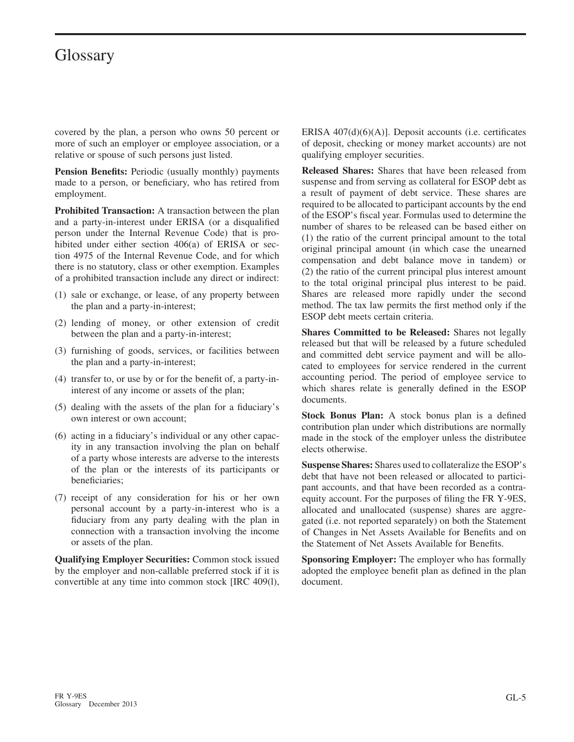# Glossary

covered by the plan, a person who owns 50 percent or more of such an employer or employee association, or a relative or spouse of such persons just listed.

**Pension Benefits:** Periodic (usually monthly) payments made to a person, or beneficiary, who has retired from employment.

**Prohibited Transaction:** A transaction between the plan and a party-in-interest under ERISA (or a disqualified person under the Internal Revenue Code) that is prohibited under either section 406(a) of ERISA or section 4975 of the Internal Revenue Code, and for which there is no statutory, class or other exemption. Examples of a prohibited transaction include any direct or indirect:

(1) sale or exchange, or lease, of any property between the plan and a party-in-interest;

(2) lending of money, or other extension of credit between the plan and a party-in-interest;

(3) furnishing of goods, services, or facilities between the plan and a party-in-interest;

(4) transfer to, or use by or for the benefit of, a party-in-interest of any income or assets of the plan;

(5) dealing with the assets of the plan for a fiduciary's own interest or own account;

(6) acting in a fiduciary's individual or any other capacity in any transaction involving the plan on behalf of a party whose interests are adverse to the interests of the plan or the interests of its participants or beneficiaries;

(7) receipt of any consideration for his or her own personal account by a party-in-interest who is a fiduciary from any party dealing with the plan in connection with a transaction involving the income or assets of the plan.

**Qualifying Employer Securities:** Common stock issued by the employer and non-callable preferred stock if it is convertible at any time into common stock [IRC 409(l), ERISA 407(d)(6)(A)]. Deposit accounts (i.e. certificates of deposit, checking or money market accounts) are not qualifying employer securities.

**Released Shares:** Shares that have been released from suspense and from serving as collateral for ESOP debt as a result of payment of debt service. These shares are required to be allocated to participant accounts by the end of the ESOP's fiscal year. Formulas used to determine the number of shares to be released can be based either on (1) the ratio of the current principal amount to the total original principal amount (in which case the unearned compensation and debt balance move in tandem) or (2) the ratio of the current principal plus interest amount to the total original principal plus interest to be paid. Shares are released more rapidly under the second method. The tax law permits the first method only if the ESOP debt meets certain criteria.

**Shares Committed to be Released:** Shares not legally released but that will be released by a future scheduled and committed debt service payment and will be allocated to employees for service rendered in the current accounting period. The period of employee service to which shares relate is generally defined in the ESOP documents.

**Stock Bonus Plan:** A stock bonus plan is a defined contribution plan under which distributions are normally made in the stock of the employer unless the distributee elects otherwise.

**Suspense Shares:** Shares used to collateralize the ESOP's debt that have not been released or allocated to participant accounts, and that have been recorded as a contra-equity account. For the purposes of filing the FR Y-9ES, allocated and unallocated (suspense) shares are aggregated (i.e. not reported separately) on both the Statement of Changes in Net Assets Available for Benefits and on the Statement of Net Assets Available for Benefits.

**Sponsoring Employer:** The employer who has formally adopted the employee benefit plan as defined in the plan document.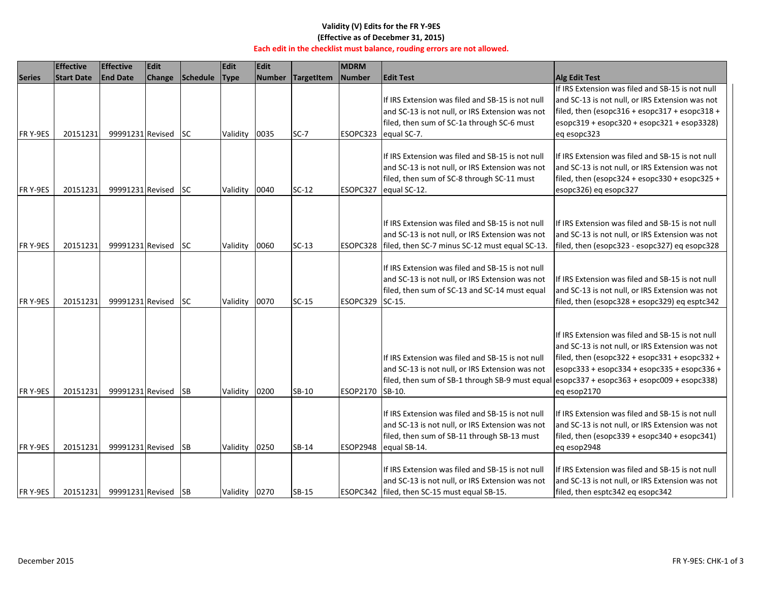**Validity (V) Edits for the FR Y-9ES**
**(Effective as of Decebmer 31, 2015)**
**Each edit in the checklist must balance, rouding errors are not allowed.**

| Series | Effective Start Date | Effective End Date | Edit Change | Schedule | Edit Type | Edit Number | TargetItem | MDRM Number | Edit Test | Alg Edit Test |
|---|---|---|---|---|---|---|---|---|---|---|
| FR Y-9ES | 20151231 | 99991231 | Revised | SC | Validity | 0035 | SC-7 | ESOPC323 | If IRS Extension was filed and SB-15 is not null and SC-13 is not null, or IRS Extension was not filed, then sum of SC-1a through SC-6 must equal SC-7. | If IRS Extension was filed and SB-15 is not null and SC-13 is not null, or IRS Extension was not filed, then (esopc316 + esopc317 + esopc318 + esopc319 + esopc320 + esopc321 + esop3328) eq esopc323 |
| FR Y-9ES | 20151231 | 99991231 | Revised | SC | Validity | 0040 | SC-12 | ESOPC327 | If IRS Extension was filed and SB-15 is not null and SC-13 is not null, or IRS Extension was not filed, then sum of SC-8 through SC-11 must equal SC-12. | If IRS Extension was filed and SB-15 is not null and SC-13 is not null, or IRS Extension was not filed, then (esopc324 + esopc330 + esopc325 + esopc326) eq esopc327 |
| FR Y-9ES | 20151231 | 99991231 | Revised | SC | Validity | 0060 | SC-13 | ESOPC328 | If IRS Extension was filed and SB-15 is not null and SC-13 is not null, or IRS Extension was not filed, then SC-7 minus SC-12 must equal SC-13. | If IRS Extension was filed and SB-15 is not null and SC-13 is not null, or IRS Extension was not filed, then (esopc323 - esopc327) eq esopc328 |
| FR Y-9ES | 20151231 | 99991231 | Revised | SC | Validity | 0070 | SC-15 | ESOPC329 | If IRS Extension was filed and SB-15 is not null and SC-13 is not null, or IRS Extension was not filed, then sum of SC-13 and SC-14 must equal SC-15. | If IRS Extension was filed and SB-15 is not null and SC-13 is not null, or IRS Extension was not filed, then (esopc328 + esopc329) eq esptc342 |
| FR Y-9ES | 20151231 | 99991231 | Revised | SB | Validity | 0200 | SB-10 | ESOP2170 | If IRS Extension was filed and SB-15 is not null and SC-13 is not null, or IRS Extension was not filed, then sum of SB-1 through SB-9 must equal SB-10. | If IRS Extension was filed and SB-15 is not null and SC-13 is not null, or IRS Extension was not filed, then (esopc322 + esopc331 + esopc332 + esopc333 + esopc334 + esopc335 + esopc336 + esopc337 + esopc363 + esopc009 + esopc338) eq esop2170 |
| FR Y-9ES | 20151231 | 99991231 | Revised | SB | Validity | 0250 | SB-14 | ESOP2948 | If IRS Extension was filed and SB-15 is not null and SC-13 is not null, or IRS Extension was not filed, then sum of SB-11 through SB-13 must equal SB-14. | If IRS Extension was filed and SB-15 is not null and SC-13 is not null, or IRS Extension was not filed, then (esopc339 + esopc340 + esopc341) eq esop2948 |
| FR Y-9ES | 20151231 | 99991231 | Revised | SB | Validity | 0270 | SB-15 | ESOPC342 | If IRS Extension was filed and SB-15 is not null and SC-13 is not null, or IRS Extension was not filed, then SC-15 must equal SB-15. | If IRS Extension was filed and SB-15 is not null and SC-13 is not null, or IRS Extension was not filed, then esptc342 eq esopc342 |

December 2015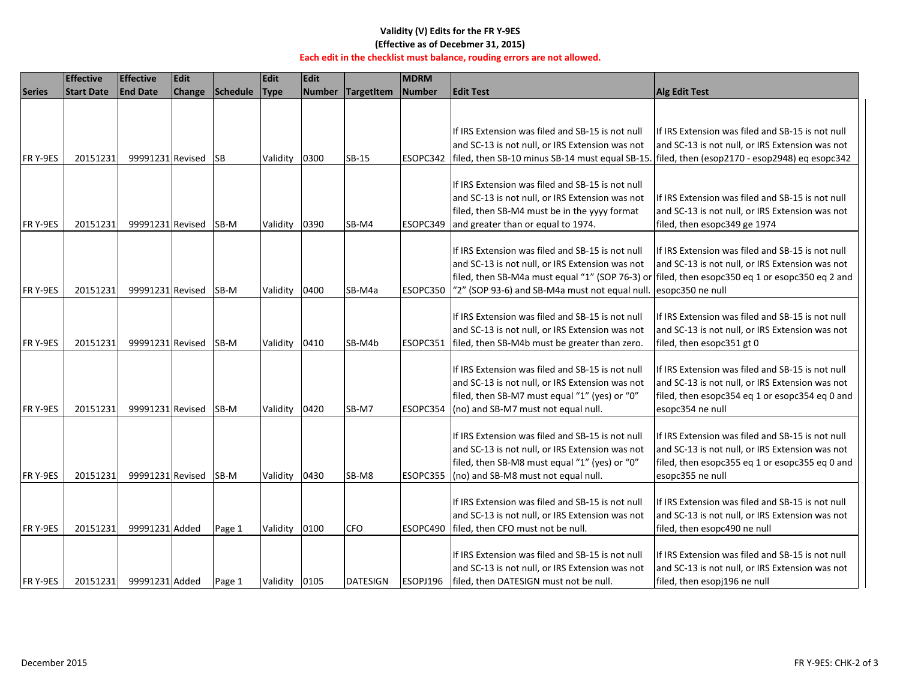**Validity (V) Edits for the FR Y-9ES**

**(Effective as of Decebmer 31, 2015)**

**Each edit in the checklist must balance, rouding errors are not allowed.**

| Series | Effective Start Date | Effective End Date | Edit Change | Schedule | Edit Type | Edit Number | TargetItem | MDRM Number | Edit Test | Alg Edit Test |
|---|---|---|---|---|---|---|---|---|---|---|
| FR Y-9ES | 20151231 | 99991231 | Revised | SB | Validity | 0300 | SB-15 | ESOPC342 | If IRS Extension was filed and SB-15 is not null and SC-13 is not null, or IRS Extension was not filed, then SB-10 minus SB-14 must equal SB-15. | If IRS Extension was filed and SB-15 is not null and SC-13 is not null, or IRS Extension was not filed, then (esop2170 - esop2948) eq esopc342 |
| FR Y-9ES | 20151231 | 99991231 | Revised | SB-M | Validity | 0390 | SB-M4 | ESOPC349 | If IRS Extension was filed and SB-15 is not null and SC-13 is not null, or IRS Extension was not filed, then SB-M4 must be in the yyyy format and greater than or equal to 1974. | If IRS Extension was filed and SB-15 is not null and SC-13 is not null, or IRS Extension was not filed, then esopc349 ge 1974 |
| FR Y-9ES | 20151231 | 99991231 | Revised | SB-M | Validity | 0400 | SB-M4a | ESOPC350 | If IRS Extension was filed and SB-15 is not null and SC-13 is not null, or IRS Extension was not filed, then SB-M4a must equal "1" (SOP 76-3) or "2" (SOP 93-6) and SB-M4a must not equal null. | If IRS Extension was filed and SB-15 is not null and SC-13 is not null, or IRS Extension was not filed, then esopc350 eq 1 or esopc350 eq 2 and esopc350 ne null |
| FR Y-9ES | 20151231 | 99991231 | Revised | SB-M | Validity | 0410 | SB-M4b | ESOPC351 | If IRS Extension was filed and SB-15 is not null and SC-13 is not null, or IRS Extension was not filed, then SB-M4b must be greater than zero. | If IRS Extension was filed and SB-15 is not null and SC-13 is not null, or IRS Extension was not filed, then esopc351 gt 0 |
| FR Y-9ES | 20151231 | 99991231 | Revised | SB-M | Validity | 0420 | SB-M7 | ESOPC354 | If IRS Extension was filed and SB-15 is not null and SC-13 is not null, or IRS Extension was not filed, then SB-M7 must equal "1" (yes) or "0" (no) and SB-M7 must not equal null. | If IRS Extension was filed and SB-15 is not null and SC-13 is not null, or IRS Extension was not filed, then esopc354 eq 1 or esopc354 eq 0 and esopc354 ne null |
| FR Y-9ES | 20151231 | 99991231 | Revised | SB-M | Validity | 0430 | SB-M8 | ESOPC355 | If IRS Extension was filed and SB-15 is not null and SC-13 is not null, or IRS Extension was not filed, then SB-M8 must equal "1" (yes) or "0" (no) and SB-M8 must not equal null. | If IRS Extension was filed and SB-15 is not null and SC-13 is not null, or IRS Extension was not filed, then esopc355 eq 1 or esopc355 eq 0 and esopc355 ne null |
| FR Y-9ES | 20151231 | 99991231 | Added | Page 1 | Validity | 0100 | CFO | ESOPC490 | If IRS Extension was filed and SB-15 is not null and SC-13 is not null, or IRS Extension was not filed, then CFO must not be null. | If IRS Extension was filed and SB-15 is not null and SC-13 is not null, or IRS Extension was not filed, then esopc490 ne null |
| FR Y-9ES | 20151231 | 99991231 | Added | Page 1 | Validity | 0105 | DATESIGN | ESOPJ196 | If IRS Extension was filed and SB-15 is not null and SC-13 is not null, or IRS Extension was not filed, then DATESIGN must not be null. | If IRS Extension was filed and SB-15 is not null and SC-13 is not null, or IRS Extension was not filed, then esopj196 ne null |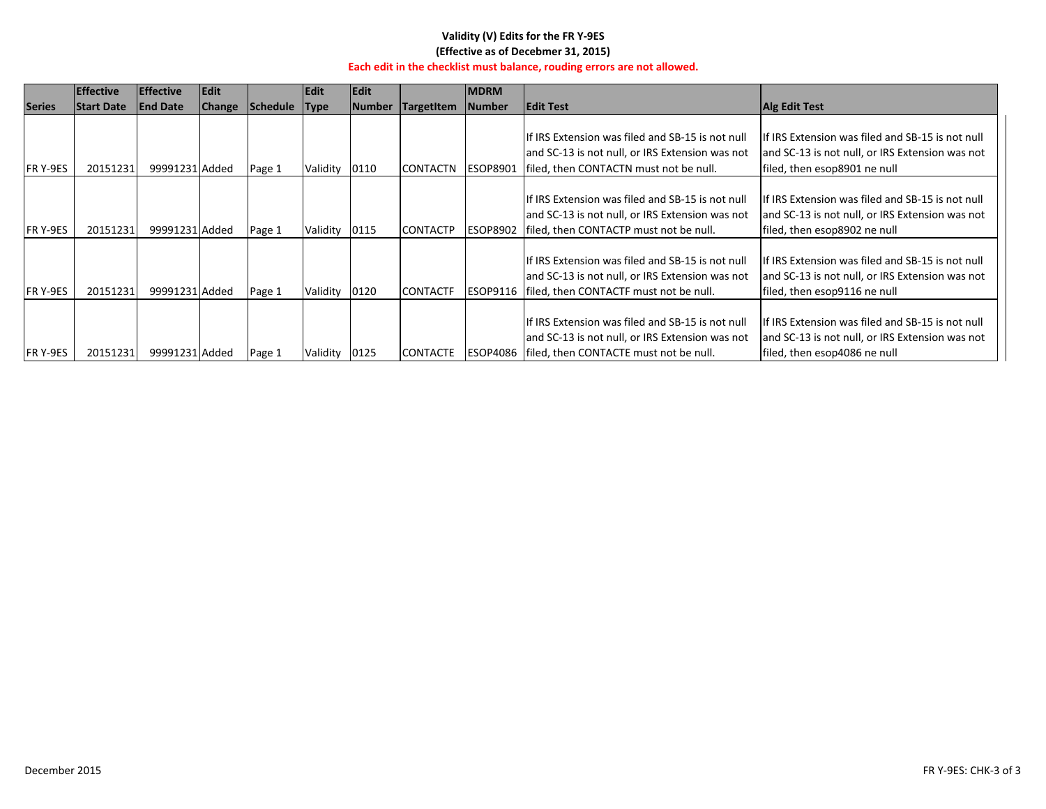**Validity (V) Edits for the FR Y-9ES**

**(Effective as of Decebmer 31, 2015)**

**Each edit in the checklist must balance, rouding errors are not allowed.**

| Series | Effective Start Date | Effective End Date | Edit Change | Schedule | Edit Type | Edit Number | TargetItem | MDRM Number | Edit Test | Alg Edit Test |
|---|---|---|---|---|---|---|---|---|---|---|
| FR Y-9ES | 20151231 | 99991231 | Added | Page 1 | Validity | 0110 | CONTACTN | ESOP8901 | If IRS Extension was filed and SB-15 is not null and SC-13 is not null, or IRS Extension was not filed, then CONTACTN must not be null. | If IRS Extension was filed and SB-15 is not null and SC-13 is not null, or IRS Extension was not filed, then esop8901 ne null |
| FR Y-9ES | 20151231 | 99991231 | Added | Page 1 | Validity | 0115 | CONTACTP | ESOP8902 | If IRS Extension was filed and SB-15 is not null and SC-13 is not null, or IRS Extension was not filed, then CONTACTP must not be null. | If IRS Extension was filed and SB-15 is not null and SC-13 is not null, or IRS Extension was not filed, then esop8902 ne null |
| FR Y-9ES | 20151231 | 99991231 | Added | Page 1 | Validity | 0120 | CONTACTF | ESOP9116 | If IRS Extension was filed and SB-15 is not null and SC-13 is not null, or IRS Extension was not filed, then CONTACTF must not be null. | If IRS Extension was filed and SB-15 is not null and SC-13 is not null, or IRS Extension was not filed, then esop9116 ne null |
| FR Y-9ES | 20151231 | 99991231 | Added | Page 1 | Validity | 0125 | CONTACTE | ESOP4086 | If IRS Extension was filed and SB-15 is not null and SC-13 is not null, or IRS Extension was not filed, then CONTACTE must not be null. | If IRS Extension was filed and SB-15 is not null and SC-13 is not null, or IRS Extension was not filed, then esop4086 ne null |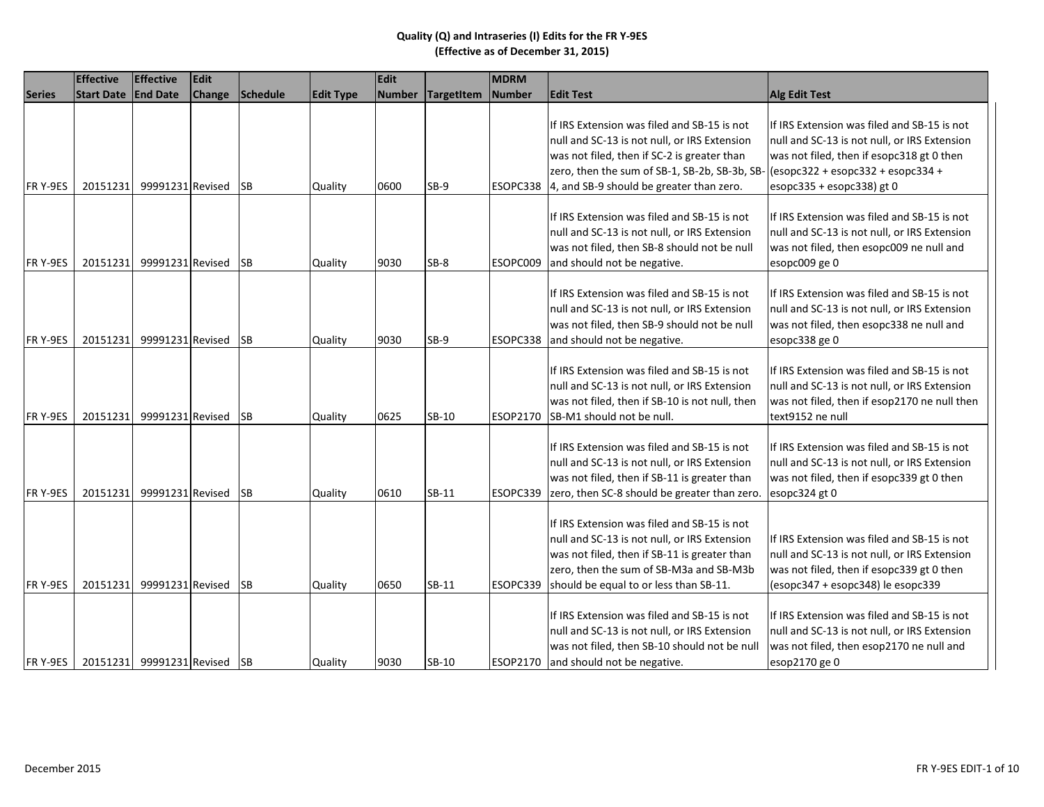**Quality (Q) and Intraseries (I) Edits for the FR Y-9ES**
**(Effective as of December 31, 2015)**

| Series | Effective Start Date | Effective End Date | Edit Change | Schedule | Edit Type | Edit Number | TargetItem | MDRM Number | Edit Test | Alg Edit Test |
|---|---|---|---|---|---|---|---|---|---|---|
| FR Y-9ES | 20151231 | 99991231 | Revised | SB | Quality | 0600 | SB-9 | ESOPC338 | If IRS Extension was filed and SB-15 is not null and SC-13 is not null, or IRS Extension was not filed, then if SC-2 is greater than zero, then the sum of SB-1, SB-2b, SB-3b, SB-4, and SB-9 should be greater than zero. | If IRS Extension was filed and SB-15 is not null and SC-13 is not null, or IRS Extension was not filed, then if esopc318 gt 0 then (esopc322 + esopc332 + esopc334 + esopc335 + esopc338) gt 0 |
| FR Y-9ES | 20151231 | 99991231 | Revised | SB | Quality | 9030 | SB-8 | ESOPC009 | If IRS Extension was filed and SB-15 is not null and SC-13 is not null, or IRS Extension was not filed, then SB-8 should not be null and should not be negative. | If IRS Extension was filed and SB-15 is not null and SC-13 is not null, or IRS Extension was not filed, then esopc009 ne null and esopc009 ge 0 |
| FR Y-9ES | 20151231 | 99991231 | Revised | SB | Quality | 9030 | SB-9 | ESOPC338 | If IRS Extension was filed and SB-15 is not null and SC-13 is not null, or IRS Extension was not filed, then SB-9 should not be null and should not be negative. | If IRS Extension was filed and SB-15 is not null and SC-13 is not null, or IRS Extension was not filed, then esopc338 ne null and esopc338 ge 0 |
| FR Y-9ES | 20151231 | 99991231 | Revised | SB | Quality | 0625 | SB-10 | ESOP2170 | If IRS Extension was filed and SB-15 is not null and SC-13 is not null, or IRS Extension was not filed, then if SB-10 is not null, then SB-M1 should not be null. | If IRS Extension was filed and SB-15 is not null and SC-13 is not null, or IRS Extension was not filed, then if esop2170 ne null then text9152 ne null |
| FR Y-9ES | 20151231 | 99991231 | Revised | SB | Quality | 0610 | SB-11 | ESOPC339 | If IRS Extension was filed and SB-15 is not null and SC-13 is not null, or IRS Extension was not filed, then if SB-11 is greater than zero, then SC-8 should be greater than zero. | If IRS Extension was filed and SB-15 is not null and SC-13 is not null, or IRS Extension was not filed, then if esopc339 gt 0 then esopc324 gt 0 |
| FR Y-9ES | 20151231 | 99991231 | Revised | SB | Quality | 0650 | SB-11 | ESOPC339 | If IRS Extension was filed and SB-15 is not null and SC-13 is not null, or IRS Extension was not filed, then if SB-11 is greater than zero, then the sum of SB-M3a and SB-M3b should be equal to or less than SB-11. | If IRS Extension was filed and SB-15 is not null and SC-13 is not null, or IRS Extension was not filed, then if esopc339 gt 0 then (esopc347 + esopc348) le esopc339 |
| FR Y-9ES | 20151231 | 99991231 | Revised | SB | Quality | 9030 | SB-10 | ESOP2170 | If IRS Extension was filed and SB-15 is not null and SC-13 is not null, or IRS Extension was not filed, then SB-10 should not be null and should not be negative. | If IRS Extension was filed and SB-15 is not null and SC-13 is not null, or IRS Extension was not filed, then esop2170 ne null and esop2170 ge 0 |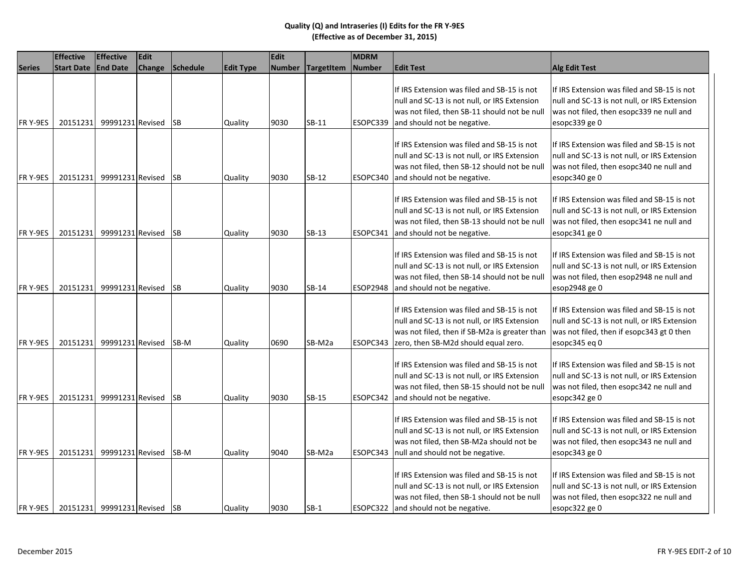# Quality (Q) and Intraseries (I) Edits for the FR Y-9ES
## (Effective as of December 31, 2015)

| Series | Effective Start Date | Effective End Date | Edit Change | Schedule | Edit Type | Edit Number | TargetItem | MDRM Number | Edit Test | Alg Edit Test |
|---|---|---|---|---|---|---|---|---|---|---|
| FR Y-9ES | 20151231 | 99991231 | Revised | SB | Quality | 9030 | SB-11 | ESOPC339 | If IRS Extension was filed and SB-15 is not null and SC-13 is not null, or IRS Extension was not filed, then SB-11 should not be null and should not be negative. | If IRS Extension was filed and SB-15 is not null and SC-13 is not null, or IRS Extension was not filed, then esopc339 ne null and esopc339 ge 0 |
| FR Y-9ES | 20151231 | 99991231 | Revised | SB | Quality | 9030 | SB-12 | ESOPC340 | If IRS Extension was filed and SB-15 is not null and SC-13 is not null, or IRS Extension was not filed, then SB-12 should not be null and should not be negative. | If IRS Extension was filed and SB-15 is not null and SC-13 is not null, or IRS Extension was not filed, then esopc340 ne null and esopc340 ge 0 |
| FR Y-9ES | 20151231 | 99991231 | Revised | SB | Quality | 9030 | SB-13 | ESOPC341 | If IRS Extension was filed and SB-15 is not null and SC-13 is not null, or IRS Extension was not filed, then SB-13 should not be null and should not be negative. | If IRS Extension was filed and SB-15 is not null and SC-13 is not null, or IRS Extension was not filed, then esopc341 ne null and esopc341 ge 0 |
| FR Y-9ES | 20151231 | 99991231 | Revised | SB | Quality | 9030 | SB-14 | ESOP2948 | If IRS Extension was filed and SB-15 is not null and SC-13 is not null, or IRS Extension was not filed, then SB-14 should not be null and should not be negative. | If IRS Extension was filed and SB-15 is not null and SC-13 is not null, or IRS Extension was not filed, then esop2948 ne null and esop2948 ge 0 |
| FR Y-9ES | 20151231 | 99991231 | Revised | SB-M | Quality | 0690 | SB-M2a | ESOPC343 | If IRS Extension was filed and SB-15 is not null and SC-13 is not null, or IRS Extension was not filed, then if SB-M2a is greater than zero, then SB-M2d should equal zero. | If IRS Extension was filed and SB-15 is not null and SC-13 is not null, or IRS Extension was not filed, then if esopc343 gt 0 then esopc345 eq 0 |
| FR Y-9ES | 20151231 | 99991231 | Revised | SB | Quality | 9030 | SB-15 | ESOPC342 | If IRS Extension was filed and SB-15 is not null and SC-13 is not null, or IRS Extension was not filed, then SB-15 should not be null and should not be negative. | If IRS Extension was filed and SB-15 is not null and SC-13 is not null, or IRS Extension was not filed, then esopc342 ne null and esopc342 ge 0 |
| FR Y-9ES | 20151231 | 99991231 | Revised | SB-M | Quality | 9040 | SB-M2a | ESOPC343 | If IRS Extension was filed and SB-15 is not null and SC-13 is not null, or IRS Extension was not filed, then SB-M2a should not be null and should not be negative. | If IRS Extension was filed and SB-15 is not null and SC-13 is not null, or IRS Extension was not filed, then esopc343 ne null and esopc343 ge 0 |
| FR Y-9ES | 20151231 | 99991231 | Revised | SB | Quality | 9030 | SB-1 | ESOPC322 | If IRS Extension was filed and SB-15 is not null and SC-13 is not null, or IRS Extension was not filed, then SB-1 should not be null and should not be negative. | If IRS Extension was filed and SB-15 is not null and SC-13 is not null, or IRS Extension was not filed, then esopc322 ne null and esopc322 ge 0 |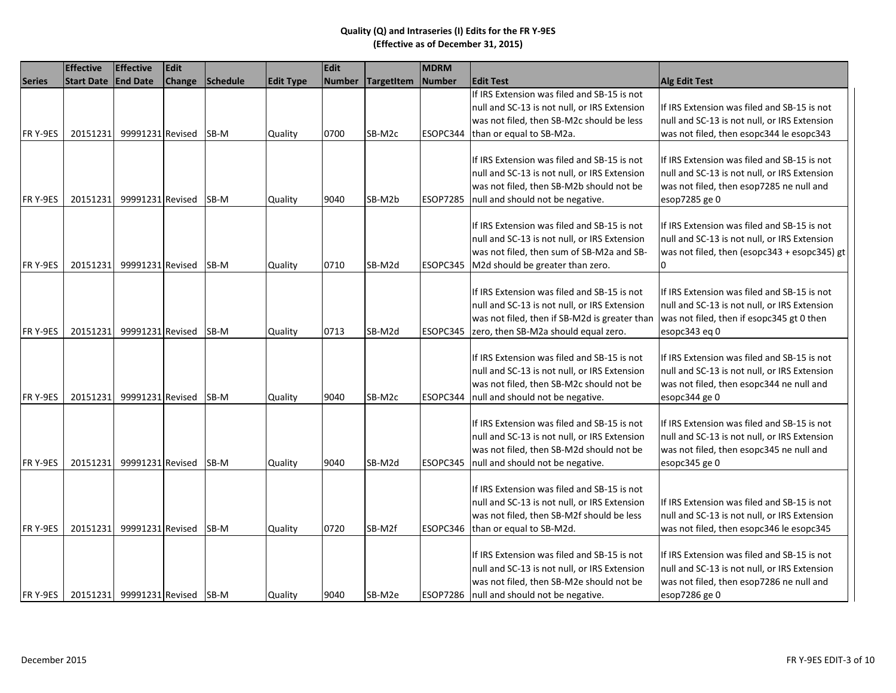# Quality (Q) and Intraseries (I) Edits for the FR Y-9ES
## (Effective as of December 31, 2015)

| Series | Effective Start Date | Effective End Date | Edit Change | Schedule | Edit Type | Edit Number | TargetItem | MDRM Number | Edit Test | Alg Edit Test |
|---|---|---|---|---|---|---|---|---|---|---|
| FR Y-9ES | 20151231 | 99991231 | Revised | SB-M | Quality | 0700 | SB-M2c | ESOPC344 | If IRS Extension was filed and SB-15 is not null and SC-13 is not null, or IRS Extension was not filed, then SB-M2c should be less than or equal to SB-M2a. | If IRS Extension was filed and SB-15 is not null and SC-13 is not null, or IRS Extension was not filed, then esopc344 le esopc343 |
| FR Y-9ES | 20151231 | 99991231 | Revised | SB-M | Quality | 9040 | SB-M2b | ESOP7285 | If IRS Extension was filed and SB-15 is not null and SC-13 is not null, or IRS Extension was not filed, then SB-M2b should not be null and should not be negative. | If IRS Extension was filed and SB-15 is not null and SC-13 is not null, or IRS Extension was not filed, then esop7285 ne null and esop7285 ge 0 |
| FR Y-9ES | 20151231 | 99991231 | Revised | SB-M | Quality | 0710 | SB-M2d | ESOPC345 | If IRS Extension was filed and SB-15 is not null and SC-13 is not null, or IRS Extension was not filed, then sum of SB-M2a and SB-M2d should be greater than zero. | If IRS Extension was filed and SB-15 is not null and SC-13 is not null, or IRS Extension was not filed, then (esopc343 + esopc345) gt 0 |
| FR Y-9ES | 20151231 | 99991231 | Revised | SB-M | Quality | 0713 | SB-M2d | ESOPC345 | If IRS Extension was filed and SB-15 is not null and SC-13 is not null, or IRS Extension was not filed, then if SB-M2d is greater than zero, then SB-M2a should equal zero. | If IRS Extension was filed and SB-15 is not null and SC-13 is not null, or IRS Extension was not filed, then if esopc345 gt 0 then esopc343 eq 0 |
| FR Y-9ES | 20151231 | 99991231 | Revised | SB-M | Quality | 9040 | SB-M2c | ESOPC344 | If IRS Extension was filed and SB-15 is not null and SC-13 is not null, or IRS Extension was not filed, then SB-M2c should not be null and should not be negative. | If IRS Extension was filed and SB-15 is not null and SC-13 is not null, or IRS Extension was not filed, then esopc344 ne null and esopc344 ge 0 |
| FR Y-9ES | 20151231 | 99991231 | Revised | SB-M | Quality | 9040 | SB-M2d | ESOPC345 | If IRS Extension was filed and SB-15 is not null and SC-13 is not null, or IRS Extension was not filed, then SB-M2d should not be null and should not be negative. | If IRS Extension was filed and SB-15 is not null and SC-13 is not null, or IRS Extension was not filed, then esopc345 ne null and esopc345 ge 0 |
| FR Y-9ES | 20151231 | 99991231 | Revised | SB-M | Quality | 0720 | SB-M2f | ESOPC346 | If IRS Extension was filed and SB-15 is not null and SC-13 is not null, or IRS Extension was not filed, then SB-M2f should be less than or equal to SB-M2d. | If IRS Extension was filed and SB-15 is not null and SC-13 is not null, or IRS Extension was not filed, then esopc346 le esopc345 |
| FR Y-9ES | 20151231 | 99991231 | Revised | SB-M | Quality | 9040 | SB-M2e | ESOP7286 | If IRS Extension was filed and SB-15 is not null and SC-13 is not null, or IRS Extension was not filed, then SB-M2e should not be null and should not be negative. | If IRS Extension was filed and SB-15 is not null and SC-13 is not null, or IRS Extension was not filed, then esop7286 ne null and esop7286 ge 0 |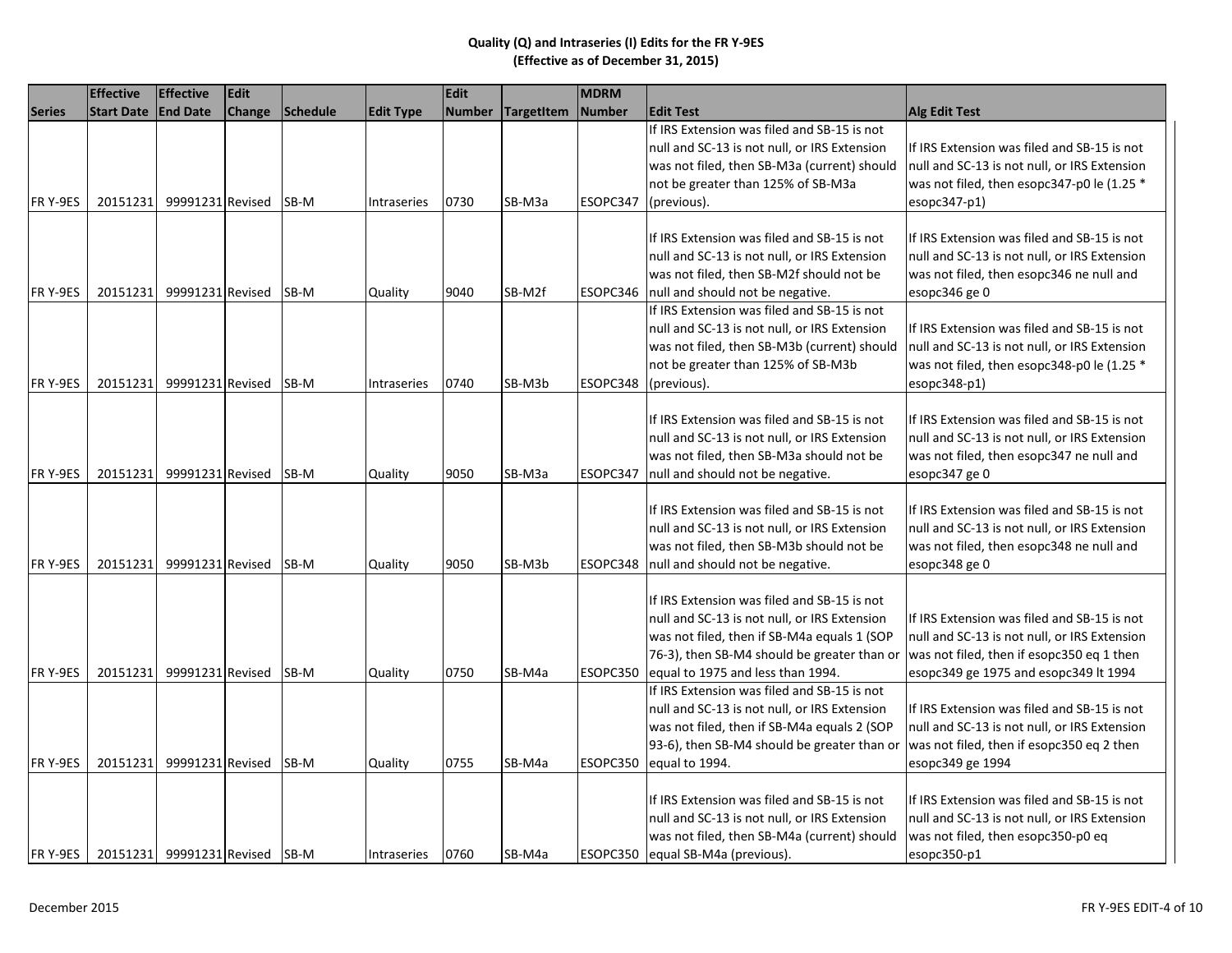# Quality (Q) and Intraseries (I) Edits for the FR Y-9ES
## (Effective as of December 31, 2015)

| Series | Effective Start Date | Effective End Date | Edit Change | Schedule | Edit Type | Edit Number | TargetItem | MDRM Number | Edit Test | Alg Edit Test |
|---|---|---|---|---|---|---|---|---|---|---|
| FR Y-9ES | 20151231 | 99991231 | Revised | SB-M | Intraseries | 0730 | SB-M3a | ESOPC347 | If IRS Extension was filed and SB-15 is not null and SC-13 is not null, or IRS Extension was not filed, then SB-M3a (current) should not be greater than 125% of SB-M3a (previous). | If IRS Extension was filed and SB-15 is not null and SC-13 is not null, or IRS Extension was not filed, then esopc347-p0 le (1.25 * esopc347-p1) |
| FR Y-9ES | 20151231 | 99991231 | Revised | SB-M | Quality | 9040 | SB-M2f | ESOPC346 | If IRS Extension was filed and SB-15 is not null and SC-13 is not null, or IRS Extension was not filed, then SB-M2f should not be null and should not be negative. | If IRS Extension was filed and SB-15 is not null and SC-13 is not null, or IRS Extension was not filed, then esopc346 ne null and esopc346 ge 0 |
| FR Y-9ES | 20151231 | 99991231 | Revised | SB-M | Intraseries | 0740 | SB-M3b | ESOPC348 | If IRS Extension was filed and SB-15 is not null and SC-13 is not null, or IRS Extension was not filed, then SB-M3b (current) should not be greater than 125% of SB-M3b (previous). | If IRS Extension was filed and SB-15 is not null and SC-13 is not null, or IRS Extension was not filed, then esopc348-p0 le (1.25 * esopc348-p1) |
| FR Y-9ES | 20151231 | 99991231 | Revised | SB-M | Quality | 9050 | SB-M3a | ESOPC347 | If IRS Extension was filed and SB-15 is not null and SC-13 is not null, or IRS Extension was not filed, then SB-M3a should not be null and should not be negative. | If IRS Extension was filed and SB-15 is not null and SC-13 is not null, or IRS Extension was not filed, then esopc347 ne null and esopc347 ge 0 |
| FR Y-9ES | 20151231 | 99991231 | Revised | SB-M | Quality | 9050 | SB-M3b | ESOPC348 | If IRS Extension was filed and SB-15 is not null and SC-13 is not null, or IRS Extension was not filed, then SB-M3b should not be null and should not be negative. | If IRS Extension was filed and SB-15 is not null and SC-13 is not null, or IRS Extension was not filed, then esopc348 ne null and esopc348 ge 0 |
| FR Y-9ES | 20151231 | 99991231 | Revised | SB-M | Quality | 0750 | SB-M4a | ESOPC350 | If IRS Extension was filed and SB-15 is not null and SC-13 is not null, or IRS Extension was not filed, then if SB-M4a equals 1 (SOP 76-3), then SB-M4 should be greater than or equal to 1975 and less than 1994. | If IRS Extension was filed and SB-15 is not null and SC-13 is not null, or IRS Extension was not filed, then if esopc350 eq 1 then esopc349 ge 1975 and esopc349 lt 1994 |
| FR Y-9ES | 20151231 | 99991231 | Revised | SB-M | Quality | 0755 | SB-M4a | ESOPC350 | If IRS Extension was filed and SB-15 is not null and SC-13 is not null, or IRS Extension was not filed, then if SB-M4a equals 2 (SOP 93-6), then SB-M4 should be greater than or equal to 1994. | If IRS Extension was filed and SB-15 is not null and SC-13 is not null, or IRS Extension was not filed, then if esopc350 eq 2 then esopc349 ge 1994 |
| FR Y-9ES | 20151231 | 99991231 | Revised | SB-M | Intraseries | 0760 | SB-M4a | ESOPC350 | If IRS Extension was filed and SB-15 is not null and SC-13 is not null, or IRS Extension was not filed, then SB-M4a (current) should equal SB-M4a (previous). | If IRS Extension was filed and SB-15 is not null and SC-13 is not null, or IRS Extension was not filed, then esopc350-p0 eq esopc350-p1 |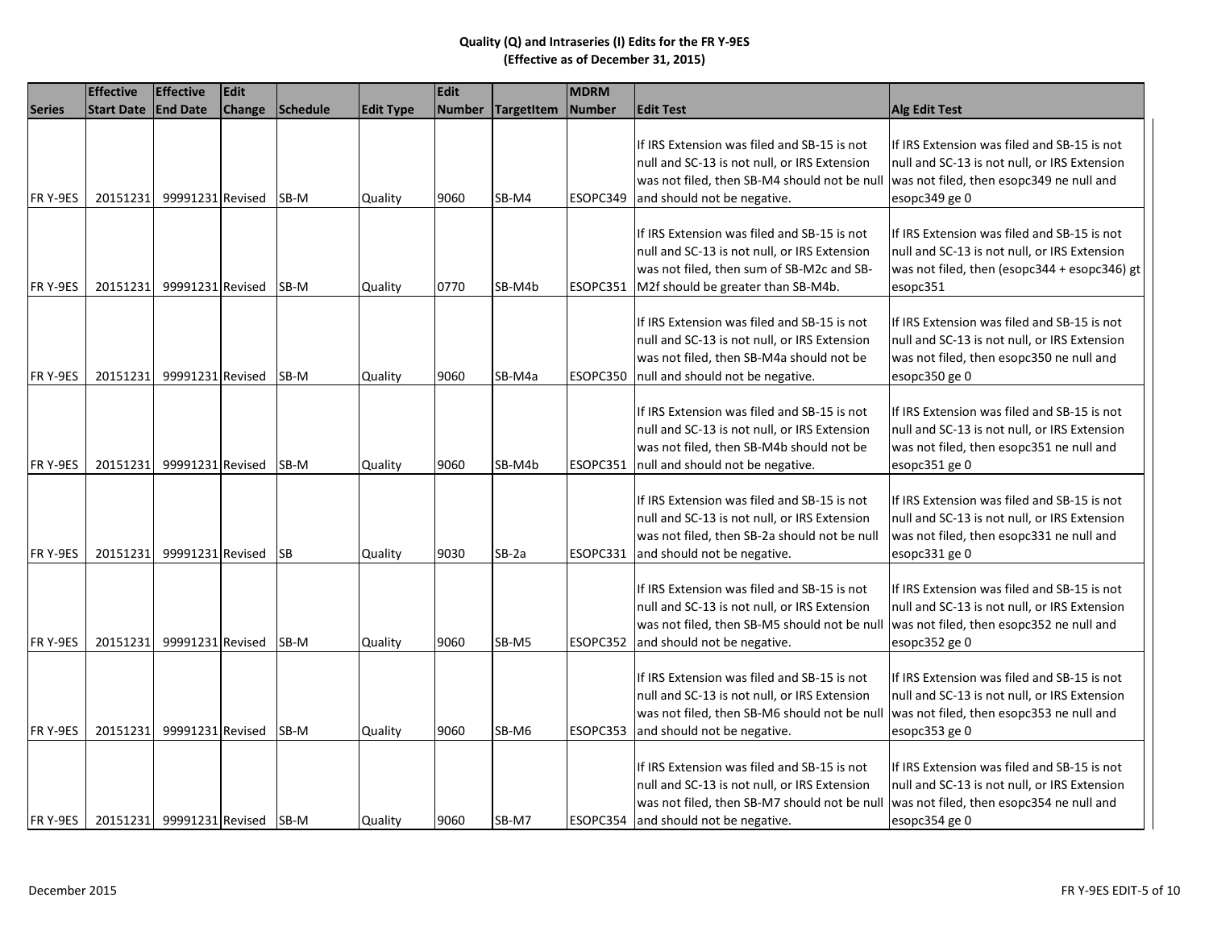# Quality (Q) and Intraseries (I) Edits for the FR Y-9ES
## (Effective as of December 31, 2015)

| Series | Effective Start Date | Effective End Date | Edit Change | Schedule | Edit Type | Edit Number | TargetItem | MDRM Number | Edit Test | Alg Edit Test |
|---|---|---|---|---|---|---|---|---|---|---|
| FR Y-9ES | 20151231 | 99991231 | Revised | SB-M | Quality | 9060 | SB-M4 | ESOPC349 | If IRS Extension was filed and SB-15 is not null and SC-13 is not null, or IRS Extension was not filed, then SB-M4 should not be null and should not be negative. | If IRS Extension was filed and SB-15 is not null and SC-13 is not null, or IRS Extension was not filed, then esopc349 ne null and esopc349 ge 0 |
| FR Y-9ES | 20151231 | 99991231 | Revised | SB-M | Quality | 0770 | SB-M4b | ESOPC351 | If IRS Extension was filed and SB-15 is not null and SC-13 is not null, or IRS Extension was not filed, then sum of SB-M2c and SB-M2f should be greater than SB-M4b. | If IRS Extension was filed and SB-15 is not null and SC-13 is not null, or IRS Extension was not filed, then (esopc344 + esopc346) gt esopc351 |
| FR Y-9ES | 20151231 | 99991231 | Revised | SB-M | Quality | 9060 | SB-M4a | ESOPC350 | If IRS Extension was filed and SB-15 is not null and SC-13 is not null, or IRS Extension was not filed, then SB-M4a should not be null and should not be negative. | If IRS Extension was filed and SB-15 is not null and SC-13 is not null, or IRS Extension was not filed, then esopc350 ne null and esopc350 ge 0 |
| FR Y-9ES | 20151231 | 99991231 | Revised | SB-M | Quality | 9060 | SB-M4b | ESOPC351 | If IRS Extension was filed and SB-15 is not null and SC-13 is not null, or IRS Extension was not filed, then SB-M4b should not be null and should not be negative. | If IRS Extension was filed and SB-15 is not null and SC-13 is not null, or IRS Extension was not filed, then esopc351 ne null and esopc351 ge 0 |
| FR Y-9ES | 20151231 | 99991231 | Revised | SB | Quality | 9030 | SB-2a | ESOPC331 | If IRS Extension was filed and SB-15 is not null and SC-13 is not null, or IRS Extension was not filed, then SB-2a should not be null and should not be negative. | If IRS Extension was filed and SB-15 is not null and SC-13 is not null, or IRS Extension was not filed, then esopc331 ne null and esopc331 ge 0 |
| FR Y-9ES | 20151231 | 99991231 | Revised | SB-M | Quality | 9060 | SB-M5 | ESOPC352 | If IRS Extension was filed and SB-15 is not null and SC-13 is not null, or IRS Extension was not filed, then SB-M5 should not be null and should not be negative. | If IRS Extension was filed and SB-15 is not null and SC-13 is not null, or IRS Extension was not filed, then esopc352 ne null and esopc352 ge 0 |
| FR Y-9ES | 20151231 | 99991231 | Revised | SB-M | Quality | 9060 | SB-M6 | ESOPC353 | If IRS Extension was filed and SB-15 is not null and SC-13 is not null, or IRS Extension was not filed, then SB-M6 should not be null and should not be negative. | If IRS Extension was filed and SB-15 is not null and SC-13 is not null, or IRS Extension was not filed, then esopc353 ne null and esopc353 ge 0 |
| FR Y-9ES | 20151231 | 99991231 | Revised | SB-M | Quality | 9060 | SB-M7 | ESOPC354 | If IRS Extension was filed and SB-15 is not null and SC-13 is not null, or IRS Extension was not filed, then SB-M7 should not be null and should not be negative. | If IRS Extension was filed and SB-15 is not null and SC-13 is not null, or IRS Extension was not filed, then esopc354 ne null and esopc354 ge 0 |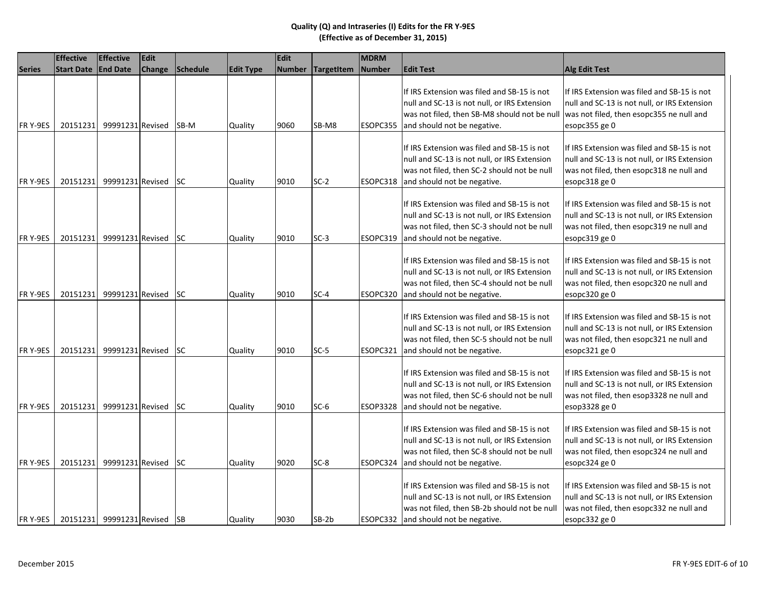**Quality (Q) and Intraseries (I) Edits for the FR Y-9ES**
**(Effective as of December 31, 2015)**

| Series | Effective Start Date | Effective End Date | Edit Change | Schedule | Edit Type | Edit Number | TargetItem | MDRM Number | Edit Test | Alg Edit Test |
|---|---|---|---|---|---|---|---|---|---|---|
| FR Y-9ES | 20151231 | 99991231 | Revised | SB-M | Quality | 9060 | SB-M8 | ESOPC355 | If IRS Extension was filed and SB-15 is not null and SC-13 is not null, or IRS Extension was not filed, then SB-M8 should not be null and should not be negative. | If IRS Extension was filed and SB-15 is not null and SC-13 is not null, or IRS Extension was not filed, then esopc355 ne null and esopc355 ge 0 |
| FR Y-9ES | 20151231 | 99991231 | Revised | SC | Quality | 9010 | SC-2 | ESOPC318 | If IRS Extension was filed and SB-15 is not null and SC-13 is not null, or IRS Extension was not filed, then SC-2 should not be null and should not be negative. | If IRS Extension was filed and SB-15 is not null and SC-13 is not null, or IRS Extension was not filed, then esopc318 ne null and esopc318 ge 0 |
| FR Y-9ES | 20151231 | 99991231 | Revised | SC | Quality | 9010 | SC-3 | ESOPC319 | If IRS Extension was filed and SB-15 is not null and SC-13 is not null, or IRS Extension was not filed, then SC-3 should not be null and should not be negative. | If IRS Extension was filed and SB-15 is not null and SC-13 is not null, or IRS Extension was not filed, then esopc319 ne null and esopc319 ge 0 |
| FR Y-9ES | 20151231 | 99991231 | Revised | SC | Quality | 9010 | SC-4 | ESOPC320 | If IRS Extension was filed and SB-15 is not null and SC-13 is not null, or IRS Extension was not filed, then SC-4 should not be null and should not be negative. | If IRS Extension was filed and SB-15 is not null and SC-13 is not null, or IRS Extension was not filed, then esopc320 ne null and esopc320 ge 0 |
| FR Y-9ES | 20151231 | 99991231 | Revised | SC | Quality | 9010 | SC-5 | ESOPC321 | If IRS Extension was filed and SB-15 is not null and SC-13 is not null, or IRS Extension was not filed, then SC-5 should not be null and should not be negative. | If IRS Extension was filed and SB-15 is not null and SC-13 is not null, or IRS Extension was not filed, then esopc321 ne null and esopc321 ge 0 |
| FR Y-9ES | 20151231 | 99991231 | Revised | SC | Quality | 9010 | SC-6 | ESOP3328 | If IRS Extension was filed and SB-15 is not null and SC-13 is not null, or IRS Extension was not filed, then SC-6 should not be null and should not be negative. | If IRS Extension was filed and SB-15 is not null and SC-13 is not null, or IRS Extension was not filed, then esop3328 ne null and esop3328 ge 0 |
| FR Y-9ES | 20151231 | 99991231 | Revised | SC | Quality | 9020 | SC-8 | ESOPC324 | If IRS Extension was filed and SB-15 is not null and SC-13 is not null, or IRS Extension was not filed, then SC-8 should not be null and should not be negative. | If IRS Extension was filed and SB-15 is not null and SC-13 is not null, or IRS Extension was not filed, then esopc324 ne null and esopc324 ge 0 |
| FR Y-9ES | 20151231 | 99991231 | Revised | SB | Quality | 9030 | SB-2b | ESOPC332 | If IRS Extension was filed and SB-15 is not null and SC-13 is not null, or IRS Extension was not filed, then SB-2b should not be null and should not be negative. | If IRS Extension was filed and SB-15 is not null and SC-13 is not null, or IRS Extension was not filed, then esopc332 ne null and esopc332 ge 0 |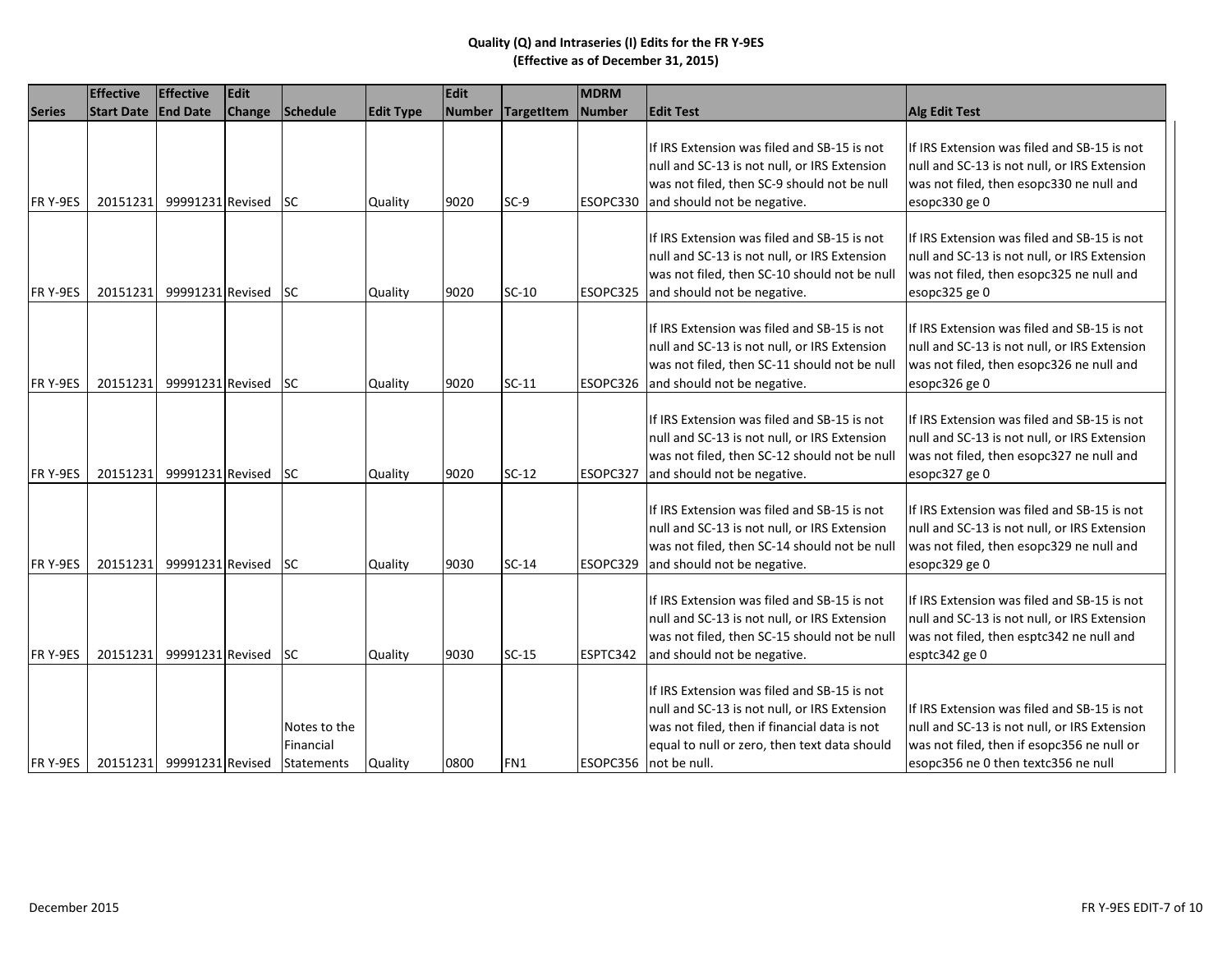**Quality (Q) and Intraseries (I) Edits for the FR Y-9ES**
**(Effective as of December 31, 2015)**

| Series | Effective Start Date | Effective End Date | Edit Change | Schedule | Edit Type | Edit Number | TargetItem | MDRM Number | Edit Test | Alg Edit Test |
|---|---|---|---|---|---|---|---|---|---|---|
| FR Y-9ES | 20151231 | 99991231 | Revised | SC | Quality | 9020 | SC-9 | ESOPC330 | If IRS Extension was filed and SB-15 is not null and SC-13 is not null, or IRS Extension was not filed, then SC-9 should not be null and should not be negative. | If IRS Extension was filed and SB-15 is not null and SC-13 is not null, or IRS Extension was not filed, then esopc330 ne null and esopc330 ge 0 |
| FR Y-9ES | 20151231 | 99991231 | Revised | SC | Quality | 9020 | SC-10 | ESOPC325 | If IRS Extension was filed and SB-15 is not null and SC-13 is not null, or IRS Extension was not filed, then SC-10 should not be null and should not be negative. | If IRS Extension was filed and SB-15 is not null and SC-13 is not null, or IRS Extension was not filed, then esopc325 ne null and esopc325 ge 0 |
| FR Y-9ES | 20151231 | 99991231 | Revised | SC | Quality | 9020 | SC-11 | ESOPC326 | If IRS Extension was filed and SB-15 is not null and SC-13 is not null, or IRS Extension was not filed, then SC-11 should not be null and should not be negative. | If IRS Extension was filed and SB-15 is not null and SC-13 is not null, or IRS Extension was not filed, then esopc326 ne null and esopc326 ge 0 |
| FR Y-9ES | 20151231 | 99991231 | Revised | SC | Quality | 9020 | SC-12 | ESOPC327 | If IRS Extension was filed and SB-15 is not null and SC-13 is not null, or IRS Extension was not filed, then SC-12 should not be null and should not be negative. | If IRS Extension was filed and SB-15 is not null and SC-13 is not null, or IRS Extension was not filed, then esopc327 ne null and esopc327 ge 0 |
| FR Y-9ES | 20151231 | 99991231 | Revised | SC | Quality | 9030 | SC-14 | ESOPC329 | If IRS Extension was filed and SB-15 is not null and SC-13 is not null, or IRS Extension was not filed, then SC-14 should not be null and should not be negative. | If IRS Extension was filed and SB-15 is not null and SC-13 is not null, or IRS Extension was not filed, then esopc329 ne null and esopc329 ge 0 |
| FR Y-9ES | 20151231 | 99991231 | Revised | SC | Quality | 9030 | SC-15 | ESPTC342 | If IRS Extension was filed and SB-15 is not null and SC-13 is not null, or IRS Extension was not filed, then SC-15 should not be null and should not be negative. | If IRS Extension was filed and SB-15 is not null and SC-13 is not null, or IRS Extension was not filed, then esptc342 ne null and esptc342 ge 0 |
| FR Y-9ES | 20151231 | 99991231 | Revised | Notes to the Financial Statements | Quality | 0800 | FN1 | ESOPC356 | If IRS Extension was filed and SB-15 is not null and SC-13 is not null, or IRS Extension was not filed, then if financial data is not equal to null or zero, then text data should not be null. | If IRS Extension was filed and SB-15 is not null and SC-13 is not null, or IRS Extension was not filed, then if esopc356 ne null or esopc356 ne 0 then textc356 ne null |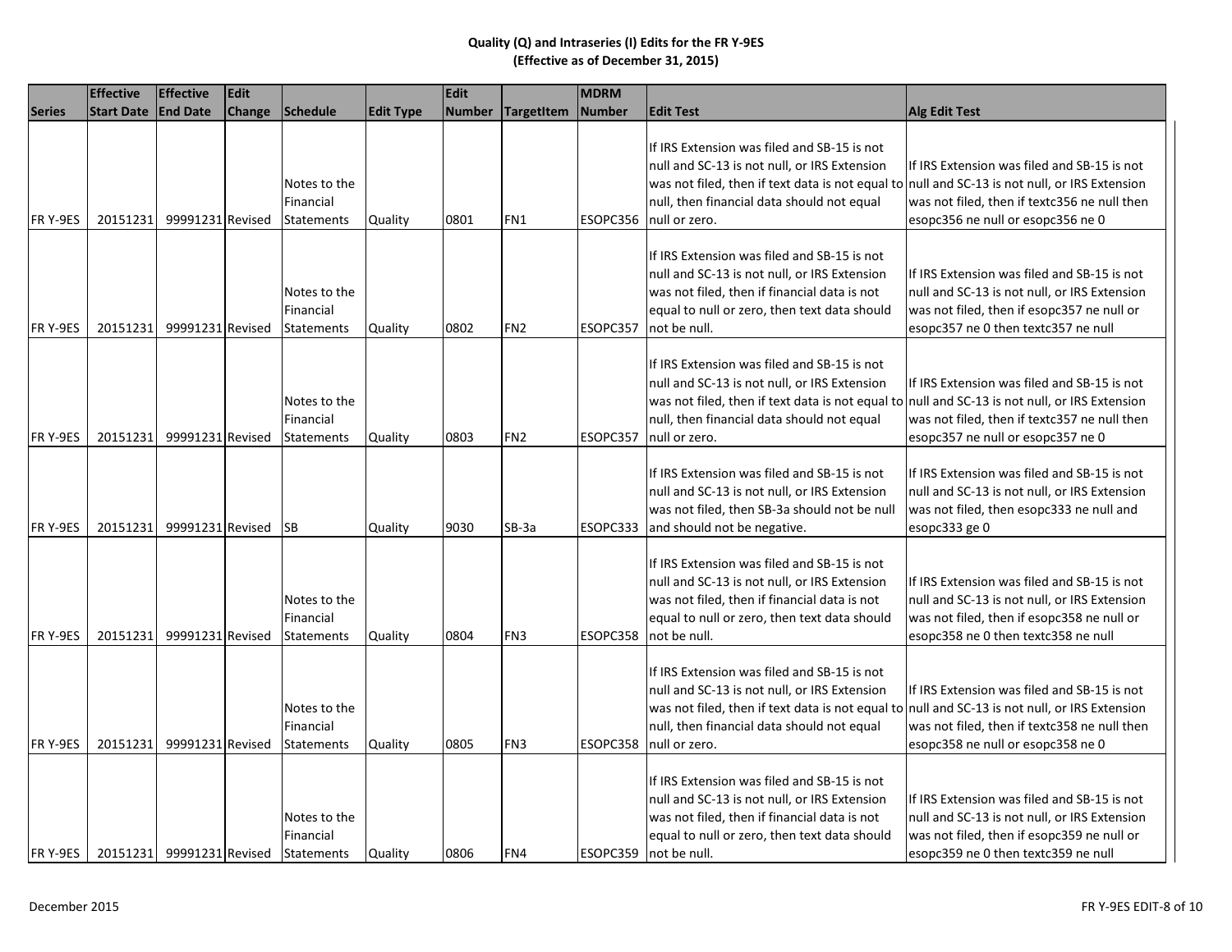# Quality (Q) and Intraseries (I) Edits for the FR Y-9ES
## (Effective as of December 31, 2015)

| Series | Effective Start Date | Effective End Date | Edit Change | Schedule | Edit Type | Edit Number | TargetItem | MDRM Number | Edit Test | Alg Edit Test |
|---|---|---|---|---|---|---|---|---|---|---|
| FR Y-9ES | 20151231 | 99991231 | Revised | Notes to the Financial Statements | Quality | 0801 | FN1 | ESOPC356 | If IRS Extension was filed and SB-15 is not null and SC-13 is not null, or IRS Extension was not filed, then if text data is not equal to null, then financial data should not equal null or zero. | If IRS Extension was filed and SB-15 is not null and SC-13 is not null, or IRS Extension was not filed, then if textc356 ne null then esopc356 ne null or esopc356 ne 0 |
| FR Y-9ES | 20151231 | 99991231 | Revised | Notes to the Financial Statements | Quality | 0802 | FN2 | ESOPC357 | If IRS Extension was filed and SB-15 is not null and SC-13 is not null, or IRS Extension was not filed, then if financial data is not equal to null or zero, then text data should not be null. | If IRS Extension was filed and SB-15 is not null and SC-13 is not null, or IRS Extension was not filed, then if esopc357 ne null or esopc357 ne 0 then textc357 ne null |
| FR Y-9ES | 20151231 | 99991231 | Revised | Notes to the Financial Statements | Quality | 0803 | FN2 | ESOPC357 | If IRS Extension was filed and SB-15 is not null and SC-13 is not null, or IRS Extension was not filed, then if text data is not equal to null, then financial data should not equal null or zero. | If IRS Extension was filed and SB-15 is not null and SC-13 is not null, or IRS Extension was not filed, then if textc357 ne null then esopc357 ne null or esopc357 ne 0 |
| FR Y-9ES | 20151231 | 99991231 | Revised | SB | Quality | 9030 | SB-3a | ESOPC333 | If IRS Extension was filed and SB-15 is not null and SC-13 is not null, or IRS Extension was not filed, then SB-3a should not be null and should not be negative. | If IRS Extension was filed and SB-15 is not null and SC-13 is not null, or IRS Extension was not filed, then esopc333 ne null and esopc333 ge 0 |
| FR Y-9ES | 20151231 | 99991231 | Revised | Notes to the Financial Statements | Quality | 0804 | FN3 | ESOPC358 | If IRS Extension was filed and SB-15 is not null and SC-13 is not null, or IRS Extension was not filed, then if financial data is not equal to null or zero, then text data should not be null. | If IRS Extension was filed and SB-15 is not null and SC-13 is not null, or IRS Extension was not filed, then if esopc358 ne null or esopc358 ne 0 then textc358 ne null |
| FR Y-9ES | 20151231 | 99991231 | Revised | Notes to the Financial Statements | Quality | 0805 | FN3 | ESOPC358 | If IRS Extension was filed and SB-15 is not null and SC-13 is not null, or IRS Extension was not filed, then if text data is not equal to null, then financial data should not equal null or zero. | If IRS Extension was filed and SB-15 is not null and SC-13 is not null, or IRS Extension was not filed, then if textc358 ne null then esopc358 ne null or esopc358 ne 0 |
| FR Y-9ES | 20151231 | 99991231 | Revised | Notes to the Financial Statements | Quality | 0806 | FN4 | ESOPC359 | If IRS Extension was filed and SB-15 is not null and SC-13 is not null, or IRS Extension was not filed, then if financial data is not equal to null or zero, then text data should not be null. | If IRS Extension was filed and SB-15 is not null and SC-13 is not null, or IRS Extension was not filed, then if esopc359 ne null or esopc359 ne 0 then textc359 ne null |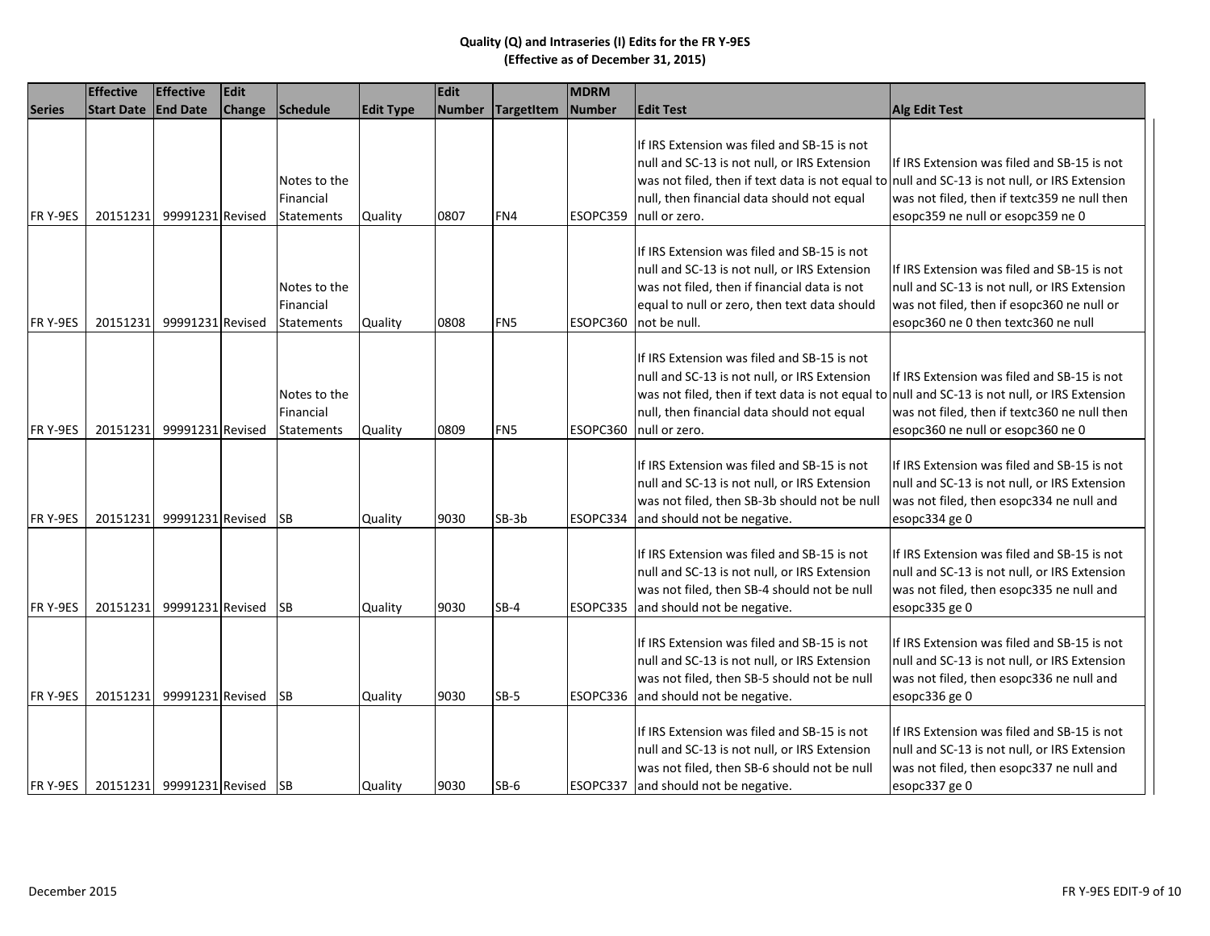**Quality (Q) and Intraseries (I) Edits for the FR Y-9ES**
**(Effective as of December 31, 2015)**

| Series | Effective Start Date | Effective End Date | Edit Change | Schedule | Edit Type | Edit Number | TargetItem | MDRM Number | Edit Test | Alg Edit Test |
|---|---|---|---|---|---|---|---|---|---|---|
| FR Y-9ES | 20151231 | 99991231 | Revised | Notes to the Financial Statements | Quality | 0807 | FN4 | ESOPC359 | If IRS Extension was filed and SB-15 is not null and SC-13 is not null, or IRS Extension was not filed, then if text data is not equal to null, then financial data should not equal null or zero. | If IRS Extension was filed and SB-15 is not null and SC-13 is not null, or IRS Extension was not filed, then if textc359 ne null then esopc359 ne null or esopc359 ne 0 |
| FR Y-9ES | 20151231 | 99991231 | Revised | Notes to the Financial Statements | Quality | 0808 | FN5 | ESOPC360 | If IRS Extension was filed and SB-15 is not null and SC-13 is not null, or IRS Extension was not filed, then if financial data is not equal to null or zero, then text data should not be null. | If IRS Extension was filed and SB-15 is not null and SC-13 is not null, or IRS Extension was not filed, then if esopc360 ne null or esopc360 ne 0 then textc360 ne null |
| FR Y-9ES | 20151231 | 99991231 | Revised | Notes to the Financial Statements | Quality | 0809 | FN5 | ESOPC360 | If IRS Extension was filed and SB-15 is not null and SC-13 is not null, or IRS Extension was not filed, then if text data is not equal to null, then financial data should not equal null or zero. | If IRS Extension was filed and SB-15 is not null and SC-13 is not null, or IRS Extension was not filed, then if textc360 ne null then esopc360 ne null or esopc360 ne 0 |
| FR Y-9ES | 20151231 | 99991231 | Revised | SB | Quality | 9030 | SB-3b | ESOPC334 | If IRS Extension was filed and SB-15 is not null and SC-13 is not null, or IRS Extension was not filed, then SB-3b should not be null and should not be negative. | If IRS Extension was filed and SB-15 is not null and SC-13 is not null, or IRS Extension was not filed, then esopc334 ne null and esopc334 ge 0 |
| FR Y-9ES | 20151231 | 99991231 | Revised | SB | Quality | 9030 | SB-4 | ESOPC335 | If IRS Extension was filed and SB-15 is not null and SC-13 is not null, or IRS Extension was not filed, then SB-4 should not be null and should not be negative. | If IRS Extension was filed and SB-15 is not null and SC-13 is not null, or IRS Extension was not filed, then esopc335 ne null and esopc335 ge 0 |
| FR Y-9ES | 20151231 | 99991231 | Revised | SB | Quality | 9030 | SB-5 | ESOPC336 | If IRS Extension was filed and SB-15 is not null and SC-13 is not null, or IRS Extension was not filed, then SB-5 should not be null and should not be negative. | If IRS Extension was filed and SB-15 is not null and SC-13 is not null, or IRS Extension was not filed, then esopc336 ne null and esopc336 ge 0 |
| FR Y-9ES | 20151231 | 99991231 | Revised | SB | Quality | 9030 | SB-6 | ESOPC337 | If IRS Extension was filed and SB-15 is not null and SC-13 is not null, or IRS Extension was not filed, then SB-6 should not be null and should not be negative. | If IRS Extension was filed and SB-15 is not null and SC-13 is not null, or IRS Extension was not filed, then esopc337 ne null and esopc337 ge 0 |

December 2015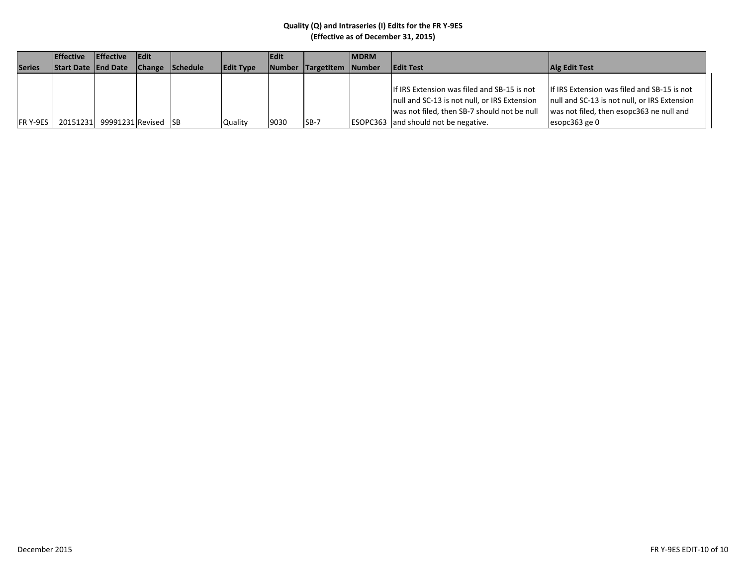**Quality (Q) and Intraseries (I) Edits for the FR Y-9ES**
**(Effective as of December 31, 2015)**

| Series | Effective Start Date | Effective End Date | Edit Change | Schedule | Edit Type | Edit Number | TargetItem | MDRM Number | Edit Test | Alg Edit Test |
|---|---|---|---|---|---|---|---|---|---|---|
| FR Y-9ES | 20151231 | 99991231 | Revised | SB | Quality | 9030 | SB-7 | ESOPC363 | If IRS Extension was filed and SB-15 is not null and SC-13 is not null, or IRS Extension was not filed, then SB-7 should not be null and should not be negative. | If IRS Extension was filed and SB-15 is not null and SC-13 is not null, or IRS Extension was not filed, then esopc363 ne null and esopc363 ge 0 |